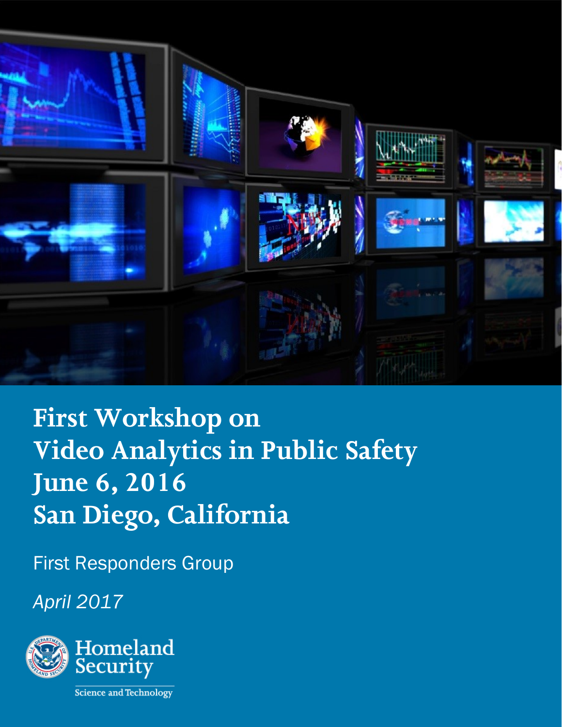# First Workshop on Video Analytics in Public Safety June 6, 2016 San Diego, California

First Responders Group

*April 2017*

Homeland Security

Science and Technology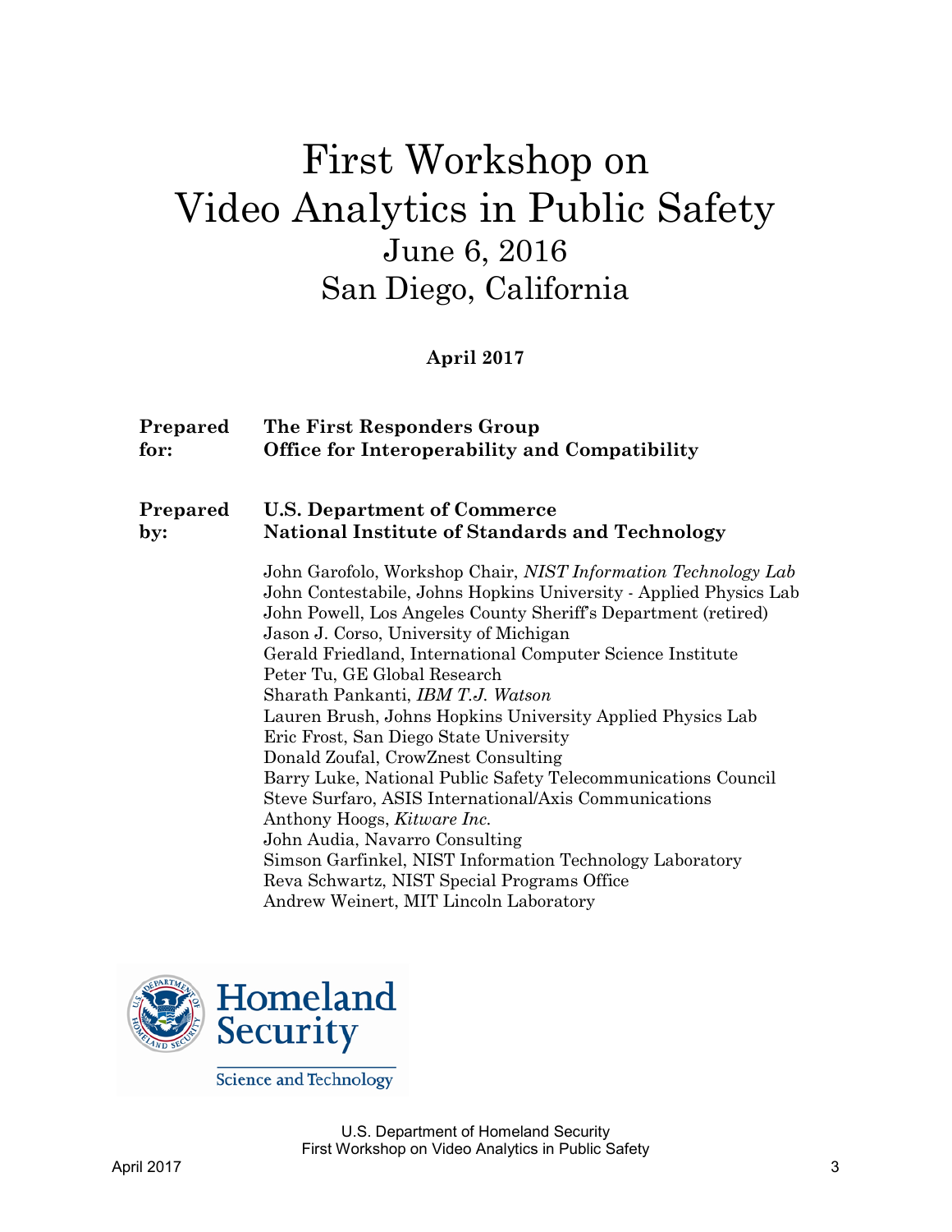# First Workshop on Video Analytics in Public Safety

## June 6, 2016
## San Diego, California

**April 2017**

**Prepared for:** **The First Responders Group**
**Office for Interoperability and Compatibility**

**Prepared by:** **U.S. Department of Commerce**
**National Institute of Standards and Technology**

John Garofolo, Workshop Chair, *NIST Information Technology Lab*
John Contestabile, Johns Hopkins University - Applied Physics Lab
John Powell, Los Angeles County Sheriff's Department (retired)
Jason J. Corso, University of Michigan
Gerald Friedland, International Computer Science Institute
Peter Tu, GE Global Research
Sharath Pankanti, *IBM T.J. Watson*
Lauren Brush, Johns Hopkins University Applied Physics Lab
Eric Frost, San Diego State University
Donald Zoufal, CrowZnest Consulting
Barry Luke, National Public Safety Telecommunications Council
Steve Surfaro, ASIS International/Axis Communications
Anthony Hoogs, *Kitware Inc.*
John Audia, Navarro Consulting
Simson Garfinkel, NIST Information Technology Laboratory
Reva Schwartz, NIST Special Programs Office
Andrew Weinert, MIT Lincoln Laboratory

Homeland Security
Science and Technology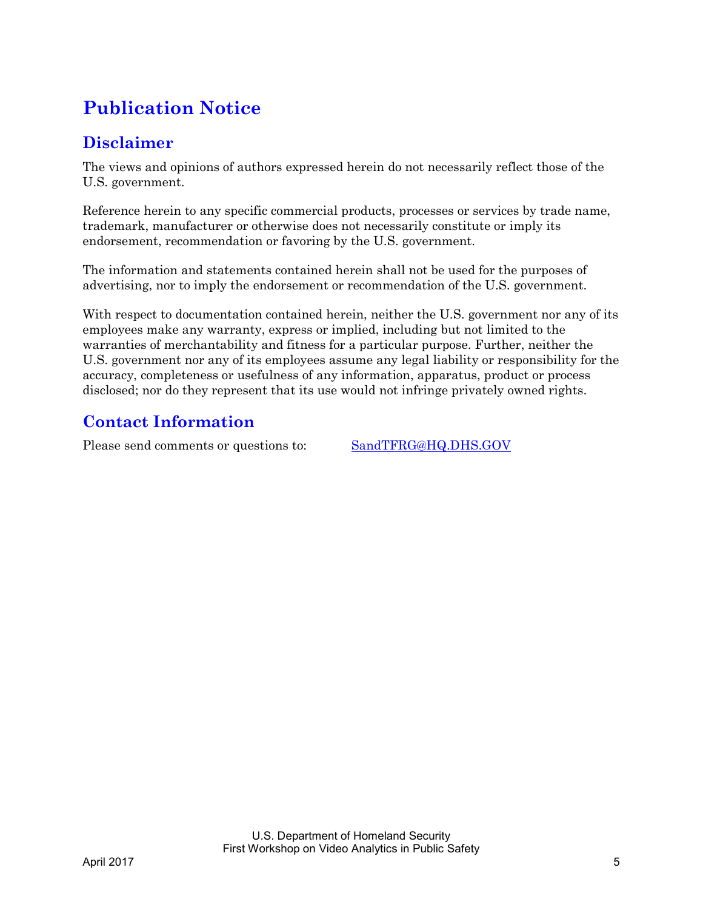# Publication Notice

## Disclaimer

The views and opinions of authors expressed herein do not necessarily reflect those of the U.S. government.

Reference herein to any specific commercial products, processes or services by trade name, trademark, manufacturer or otherwise does not necessarily constitute or imply its endorsement, recommendation or favoring by the U.S. government.

The information and statements contained herein shall not be used for the purposes of advertising, nor to imply the endorsement or recommendation of the U.S. government.

With respect to documentation contained herein, neither the U.S. government nor any of its employees make any warranty, express or implied, including but not limited to the warranties of merchantability and fitness for a particular purpose. Further, neither the U.S. government nor any of its employees assume any legal liability or responsibility for the accuracy, completeness or usefulness of any information, apparatus, product or process disclosed; nor do they represent that its use would not infringe privately owned rights.

## Contact Information

Please send comments or questions to: SandTFRG@HQ.DHS.GOV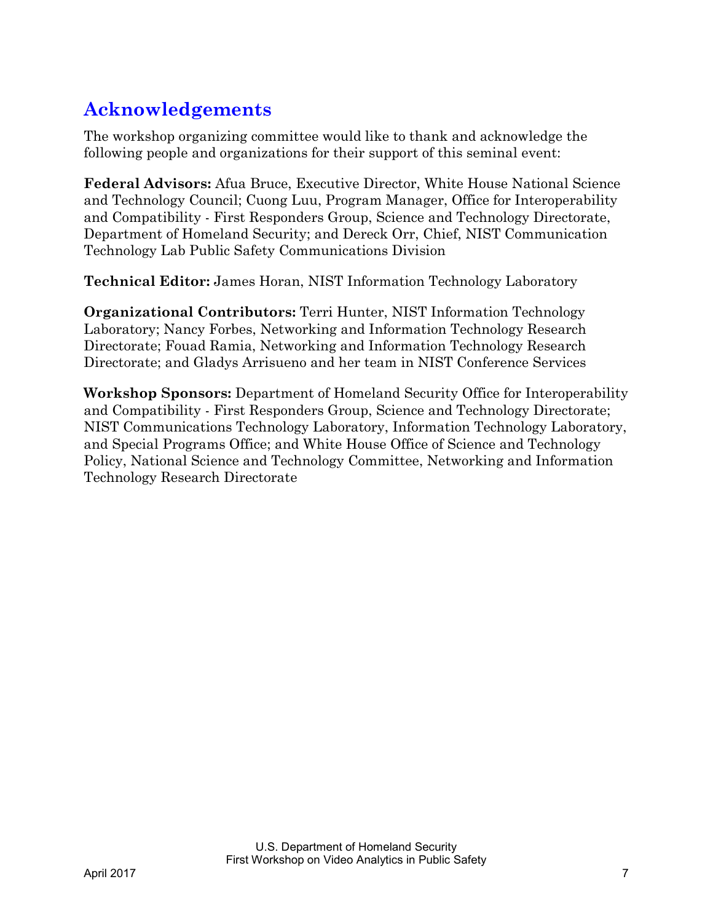## Acknowledgements

The workshop organizing committee would like to thank and acknowledge the following people and organizations for their support of this seminal event:

**Federal Advisors:** Afua Bruce, Executive Director, White House National Science and Technology Council; Cuong Luu, Program Manager, Office for Interoperability and Compatibility - First Responders Group, Science and Technology Directorate, Department of Homeland Security; and Dereck Orr, Chief, NIST Communication Technology Lab Public Safety Communications Division

**Technical Editor:** James Horan, NIST Information Technology Laboratory

**Organizational Contributors:** Terri Hunter, NIST Information Technology Laboratory; Nancy Forbes, Networking and Information Technology Research Directorate; Fouad Ramia, Networking and Information Technology Research Directorate; and Gladys Arrisueno and her team in NIST Conference Services

**Workshop Sponsors:** Department of Homeland Security Office for Interoperability and Compatibility - First Responders Group, Science and Technology Directorate; NIST Communications Technology Laboratory, Information Technology Laboratory, and Special Programs Office; and White House Office of Science and Technology Policy, National Science and Technology Committee, Networking and Information Technology Research Directorate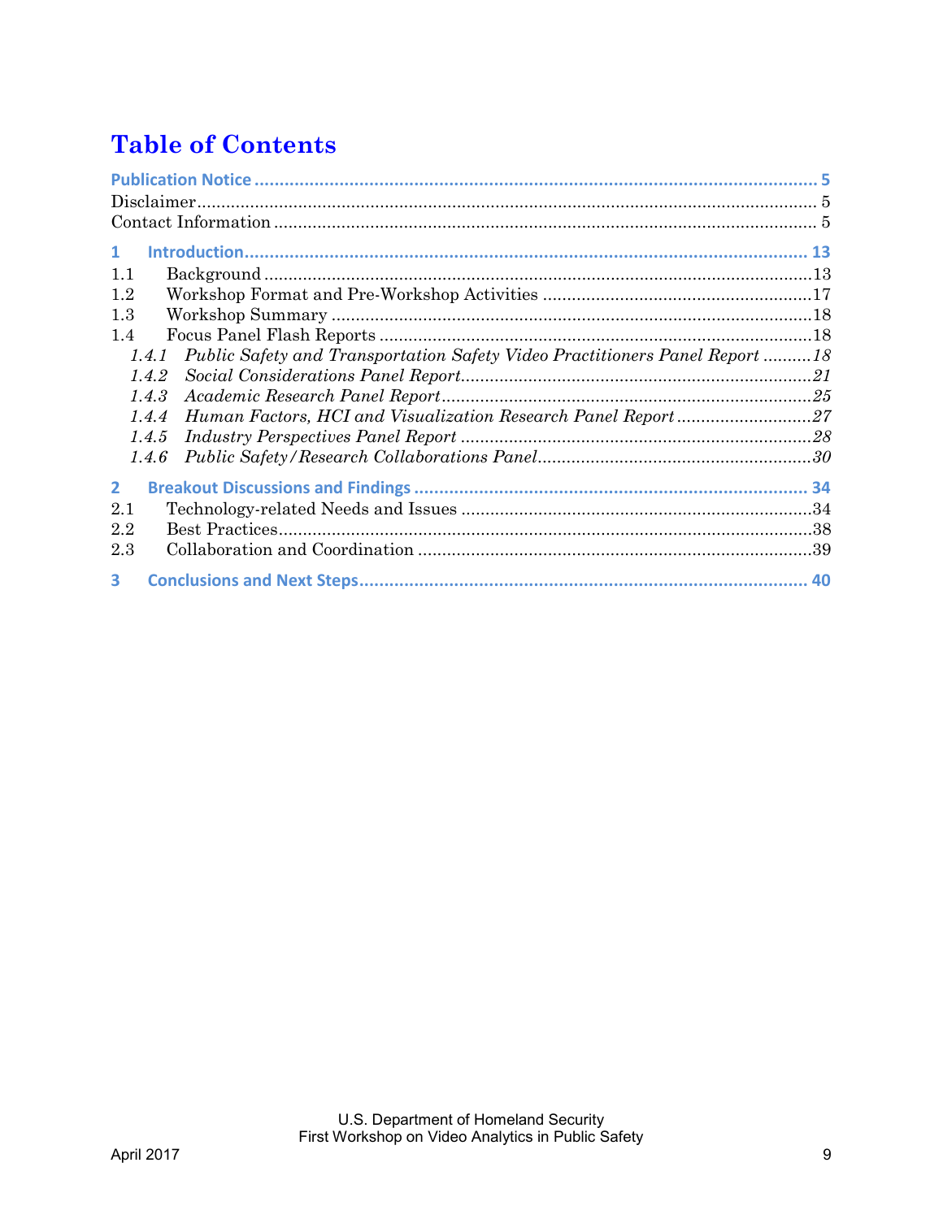# Table of Contents

**Publication Notice** ........ **5**

Disclaimer ........ 5

Contact Information ........ 5

**1 Introduction** ........ **13**

1.1 Background ........ 13

1.2 Workshop Format and Pre-Workshop Activities ........ 17

1.3 Workshop Summary ........ 18

1.4 Focus Panel Flash Reports ........ 18

*1.4.1 Public Safety and Transportation Safety Video Practitioners Panel Report ........ 18*

*1.4.2 Social Considerations Panel Report ........ 21*

*1.4.3 Academic Research Panel Report ........ 25*

*1.4.4 Human Factors, HCI and Visualization Research Panel Report ........ 27*

*1.4.5 Industry Perspectives Panel Report ........ 28*

*1.4.6 Public Safety/Research Collaborations Panel ........ 30*

**2 Breakout Discussions and Findings** ........ **34**

2.1 Technology-related Needs and Issues ........ 34

2.2 Best Practices ........ 38

2.3 Collaboration and Coordination ........ 39

**3 Conclusions and Next Steps** ........ **40**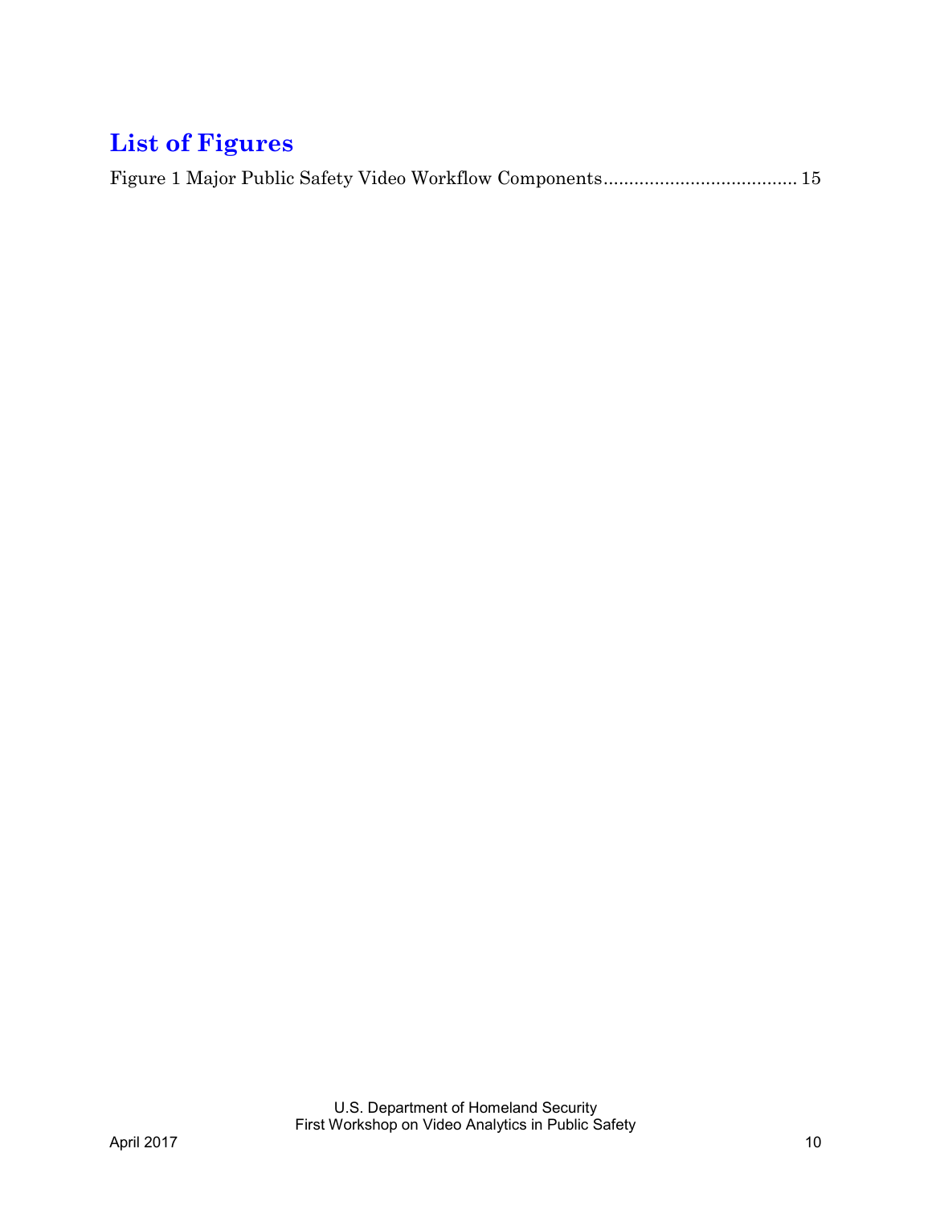# List of Figures

Figure 1 Major Public Safety Video Workflow Components..................................... 15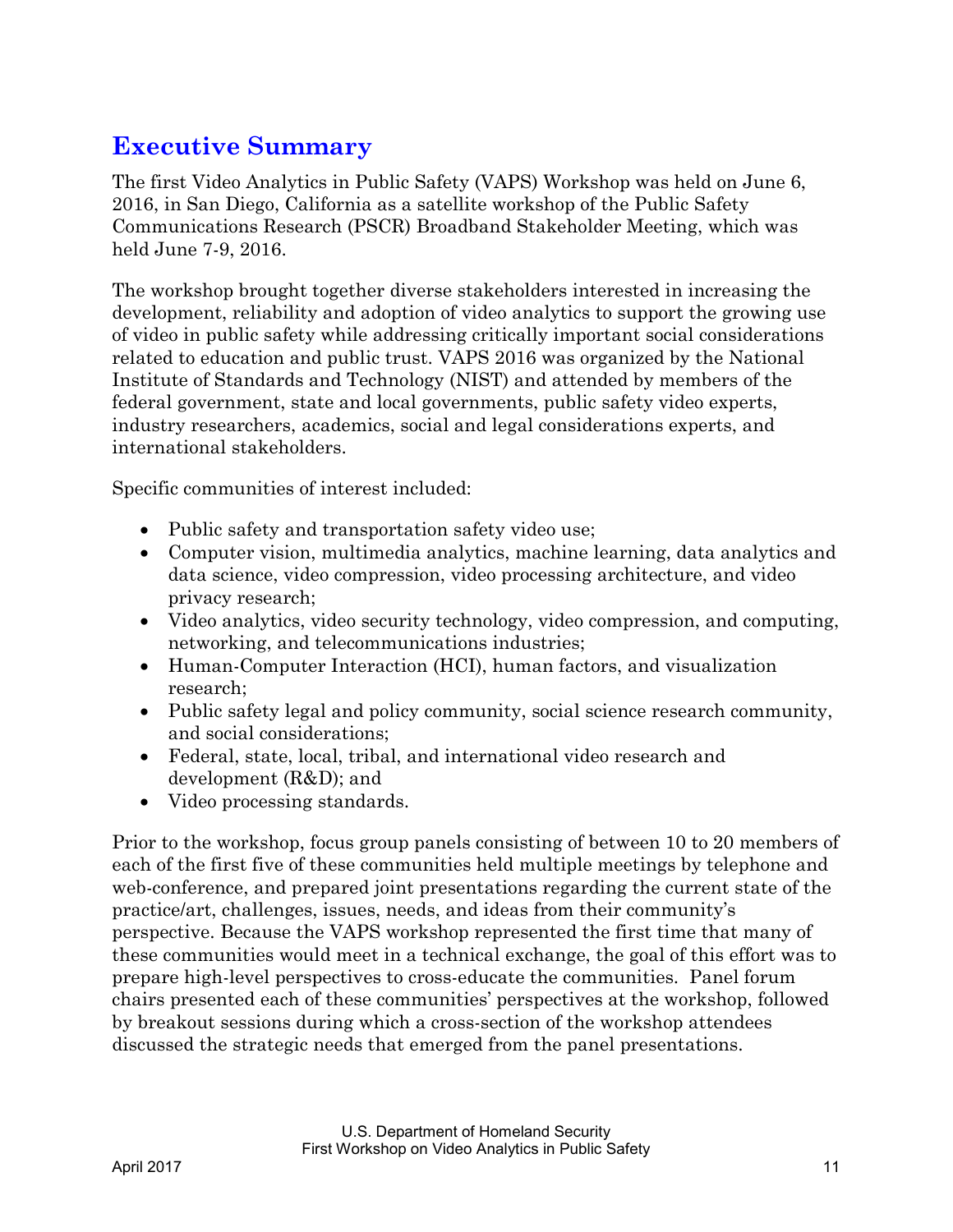# Executive Summary

The first Video Analytics in Public Safety (VAPS) Workshop was held on June 6, 2016, in San Diego, California as a satellite workshop of the Public Safety Communications Research (PSCR) Broadband Stakeholder Meeting, which was held June 7-9, 2016.

The workshop brought together diverse stakeholders interested in increasing the development, reliability and adoption of video analytics to support the growing use of video in public safety while addressing critically important social considerations related to education and public trust. VAPS 2016 was organized by the National Institute of Standards and Technology (NIST) and attended by members of the federal government, state and local governments, public safety video experts, industry researchers, academics, social and legal considerations experts, and international stakeholders.

Specific communities of interest included:

- Public safety and transportation safety video use;
- Computer vision, multimedia analytics, machine learning, data analytics and data science, video compression, video processing architecture, and video privacy research;
- Video analytics, video security technology, video compression, and computing, networking, and telecommunications industries;
- Human-Computer Interaction (HCI), human factors, and visualization research;
- Public safety legal and policy community, social science research community, and social considerations;
- Federal, state, local, tribal, and international video research and development (R&D); and
- Video processing standards.

Prior to the workshop, focus group panels consisting of between 10 to 20 members of each of the first five of these communities held multiple meetings by telephone and web-conference, and prepared joint presentations regarding the current state of the practice/art, challenges, issues, needs, and ideas from their community's perspective. Because the VAPS workshop represented the first time that many of these communities would meet in a technical exchange, the goal of this effort was to prepare high-level perspectives to cross-educate the communities. Panel forum chairs presented each of these communities' perspectives at the workshop, followed by breakout sessions during which a cross-section of the workshop attendees discussed the strategic needs that emerged from the panel presentations.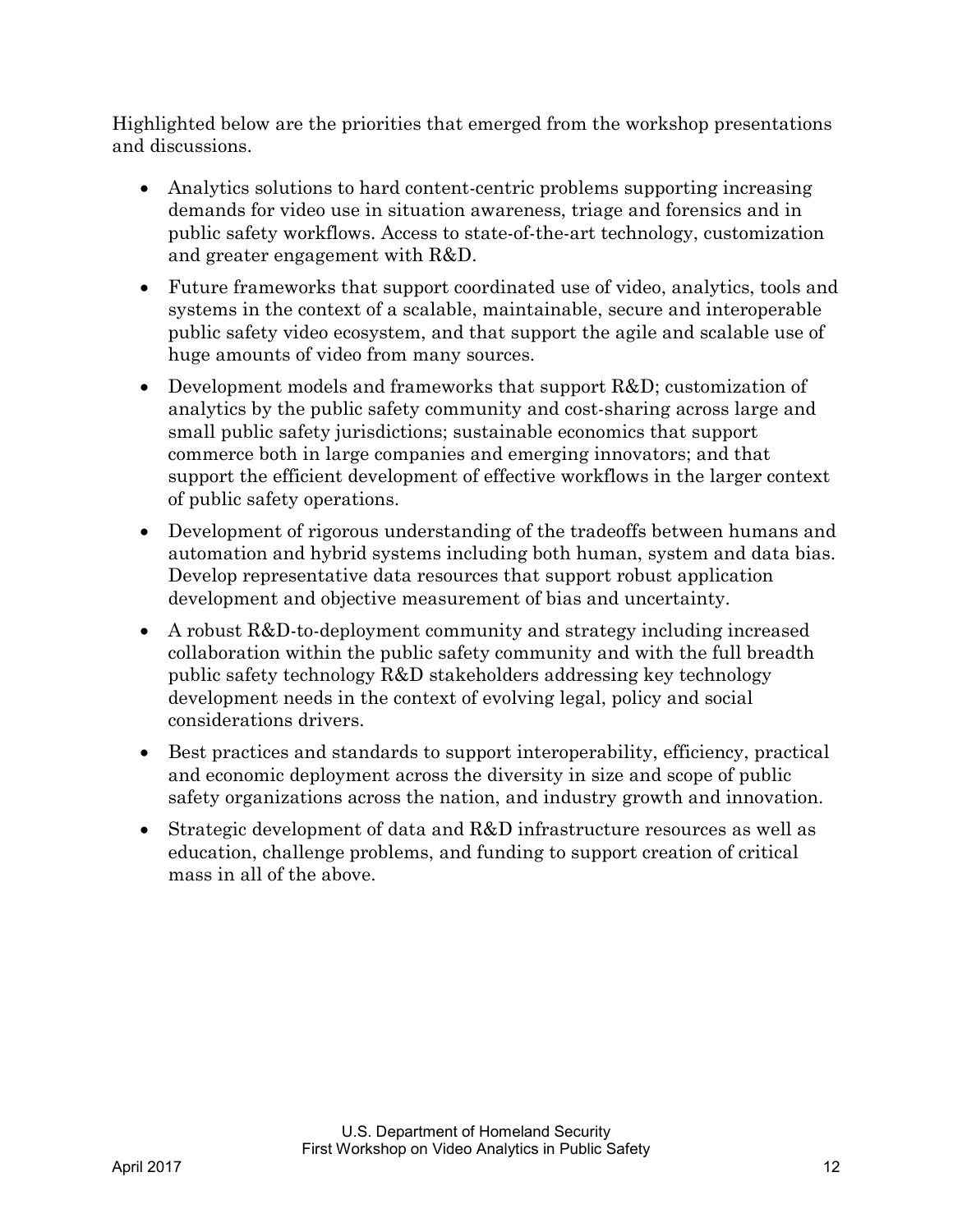Highlighted below are the priorities that emerged from the workshop presentations and discussions.

- Analytics solutions to hard content-centric problems supporting increasing demands for video use in situation awareness, triage and forensics and in public safety workflows. Access to state-of-the-art technology, customization and greater engagement with R&D.
- Future frameworks that support coordinated use of video, analytics, tools and systems in the context of a scalable, maintainable, secure and interoperable public safety video ecosystem, and that support the agile and scalable use of huge amounts of video from many sources.
- Development models and frameworks that support R&D; customization of analytics by the public safety community and cost-sharing across large and small public safety jurisdictions; sustainable economics that support commerce both in large companies and emerging innovators; and that support the efficient development of effective workflows in the larger context of public safety operations.
- Development of rigorous understanding of the tradeoffs between humans and automation and hybrid systems including both human, system and data bias. Develop representative data resources that support robust application development and objective measurement of bias and uncertainty.
- A robust R&D-to-deployment community and strategy including increased collaboration within the public safety community and with the full breadth public safety technology R&D stakeholders addressing key technology development needs in the context of evolving legal, policy and social considerations drivers.
- Best practices and standards to support interoperability, efficiency, practical and economic deployment across the diversity in size and scope of public safety organizations across the nation, and industry growth and innovation.
- Strategic development of data and R&D infrastructure resources as well as education, challenge problems, and funding to support creation of critical mass in all of the above.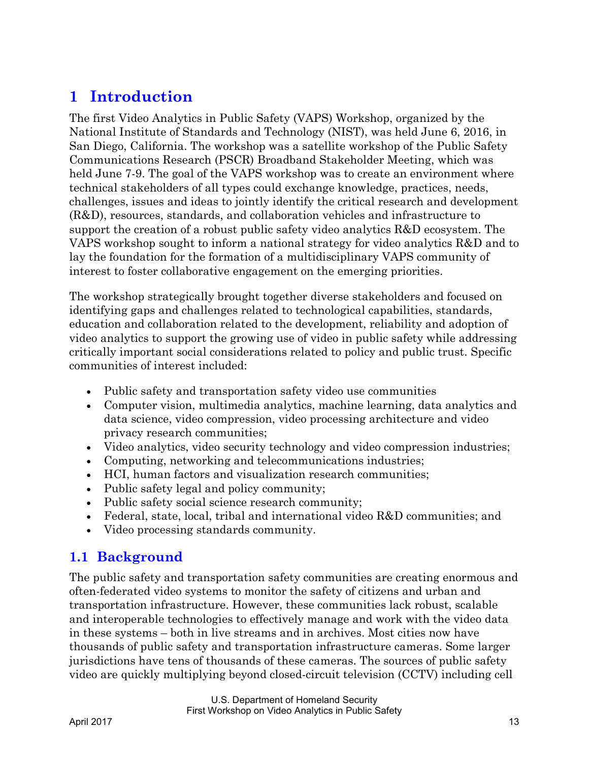# 1 Introduction

The first Video Analytics in Public Safety (VAPS) Workshop, organized by the National Institute of Standards and Technology (NIST), was held June 6, 2016, in San Diego, California. The workshop was a satellite workshop of the Public Safety Communications Research (PSCR) Broadband Stakeholder Meeting, which was held June 7-9. The goal of the VAPS workshop was to create an environment where technical stakeholders of all types could exchange knowledge, practices, needs, challenges, issues and ideas to jointly identify the critical research and development (R&D), resources, standards, and collaboration vehicles and infrastructure to support the creation of a robust public safety video analytics R&D ecosystem. The VAPS workshop sought to inform a national strategy for video analytics R&D and to lay the foundation for the formation of a multidisciplinary VAPS community of interest to foster collaborative engagement on the emerging priorities.

The workshop strategically brought together diverse stakeholders and focused on identifying gaps and challenges related to technological capabilities, standards, education and collaboration related to the development, reliability and adoption of video analytics to support the growing use of video in public safety while addressing critically important social considerations related to policy and public trust. Specific communities of interest included:

- Public safety and transportation safety video use communities
- Computer vision, multimedia analytics, machine learning, data analytics and data science, video compression, video processing architecture and video privacy research communities;
- Video analytics, video security technology and video compression industries;
- Computing, networking and telecommunications industries;
- HCI, human factors and visualization research communities;
- Public safety legal and policy community;
- Public safety social science research community;
- Federal, state, local, tribal and international video R&D communities; and
- Video processing standards community.

## 1.1 Background

The public safety and transportation safety communities are creating enormous and often-federated video systems to monitor the safety of citizens and urban and transportation infrastructure. However, these communities lack robust, scalable and interoperable technologies to effectively manage and work with the video data in these systems – both in live streams and in archives. Most cities now have thousands of public safety and transportation infrastructure cameras. Some larger jurisdictions have tens of thousands of these cameras. The sources of public safety video are quickly multiplying beyond closed-circuit television (CCTV) including cell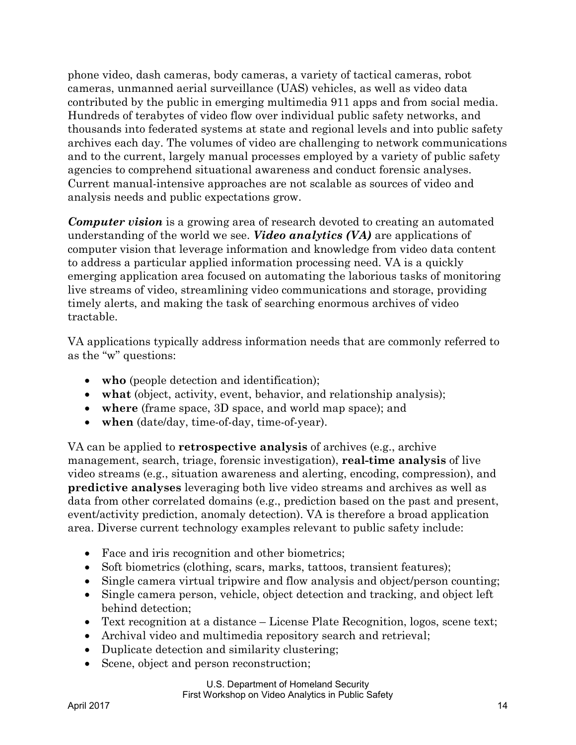phone video, dash cameras, body cameras, a variety of tactical cameras, robot cameras, unmanned aerial surveillance (UAS) vehicles, as well as video data contributed by the public in emerging multimedia 911 apps and from social media. Hundreds of terabytes of video flow over individual public safety networks, and thousands into federated systems at state and regional levels and into public safety archives each day. The volumes of video are challenging to network communications and to the current, largely manual processes employed by a variety of public safety agencies to comprehend situational awareness and conduct forensic analyses. Current manual-intensive approaches are not scalable as sources of video and analysis needs and public expectations grow.

***Computer vision*** is a growing area of research devoted to creating an automated understanding of the world we see. ***Video analytics (VA)*** are applications of computer vision that leverage information and knowledge from video data content to address a particular applied information processing need. VA is a quickly emerging application area focused on automating the laborious tasks of monitoring live streams of video, streamlining video communications and storage, providing timely alerts, and making the task of searching enormous archives of video tractable.

VA applications typically address information needs that are commonly referred to as the "w" questions:

- **who** (people detection and identification);
- **what** (object, activity, event, behavior, and relationship analysis);
- **where** (frame space, 3D space, and world map space); and
- **when** (date/day, time-of-day, time-of-year).

VA can be applied to **retrospective analysis** of archives (e.g., archive management, search, triage, forensic investigation), **real-time analysis** of live video streams (e.g., situation awareness and alerting, encoding, compression), and **predictive analyses** leveraging both live video streams and archives as well as data from other correlated domains (e.g., prediction based on the past and present, event/activity prediction, anomaly detection). VA is therefore a broad application area. Diverse current technology examples relevant to public safety include:

- Face and iris recognition and other biometrics;
- Soft biometrics (clothing, scars, marks, tattoos, transient features);
- Single camera virtual tripwire and flow analysis and object/person counting;
- Single camera person, vehicle, object detection and tracking, and object left behind detection;
- Text recognition at a distance – License Plate Recognition, logos, scene text;
- Archival video and multimedia repository search and retrieval;
- Duplicate detection and similarity clustering;
- Scene, object and person reconstruction;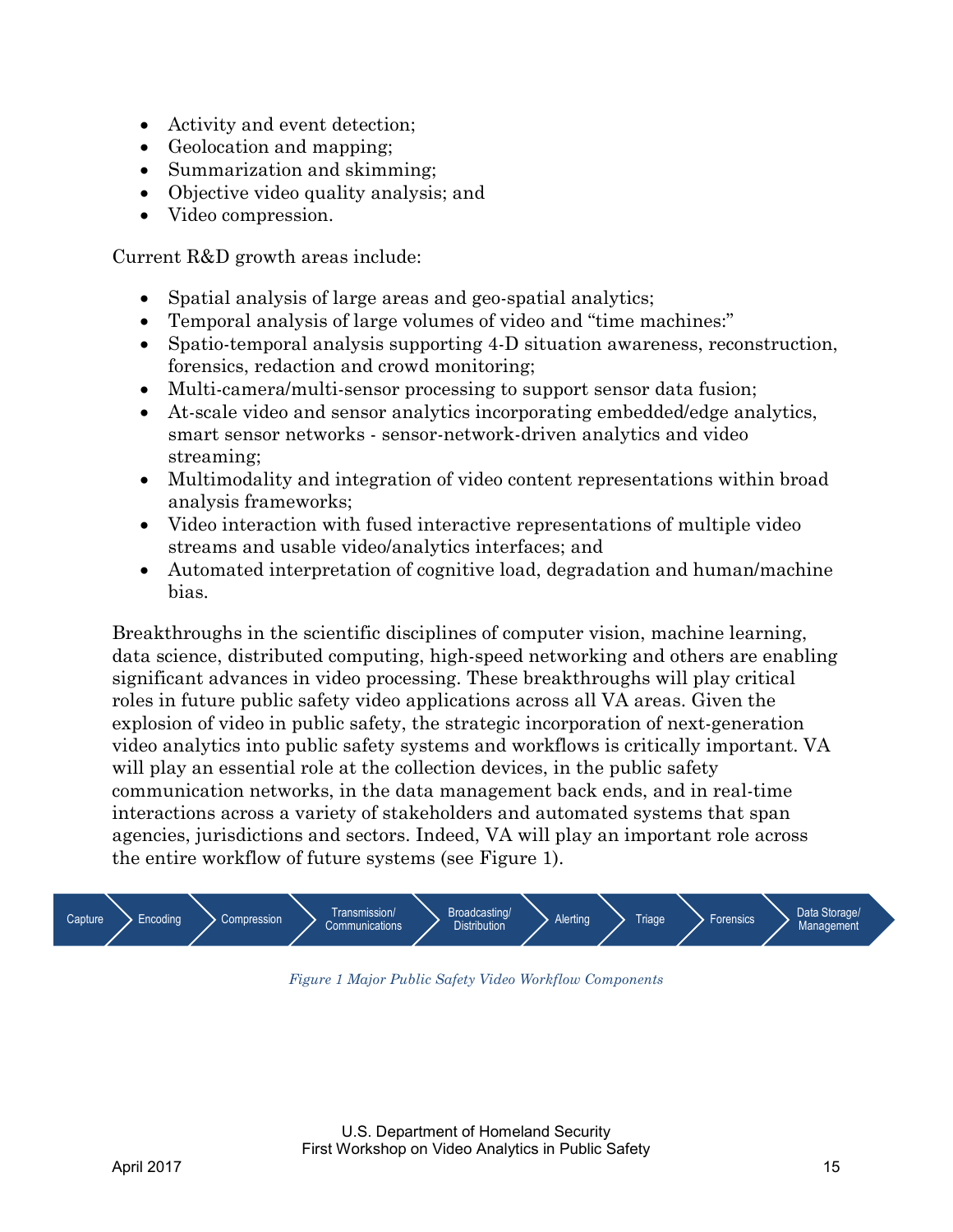- Activity and event detection;
- Geolocation and mapping;
- Summarization and skimming;
- Objective video quality analysis; and
- Video compression.

Current R&D growth areas include:

- Spatial analysis of large areas and geo-spatial analytics;
- Temporal analysis of large volumes of video and "time machines:"
- Spatio-temporal analysis supporting 4-D situation awareness, reconstruction, forensics, redaction and crowd monitoring;
- Multi-camera/multi-sensor processing to support sensor data fusion;
- At-scale video and sensor analytics incorporating embedded/edge analytics, smart sensor networks - sensor-network-driven analytics and video streaming;
- Multimodality and integration of video content representations within broad analysis frameworks;
- Video interaction with fused interactive representations of multiple video streams and usable video/analytics interfaces; and
- Automated interpretation of cognitive load, degradation and human/machine bias.

Breakthroughs in the scientific disciplines of computer vision, machine learning, data science, distributed computing, high-speed networking and others are enabling significant advances in video processing. These breakthroughs will play critical roles in future public safety video applications across all VA areas. Given the explosion of video in public safety, the strategic incorporation of next-generation video analytics into public safety systems and workflows is critically important. VA will play an essential role at the collection devices, in the public safety communication networks, in the data management back ends, and in real-time interactions across a variety of stakeholders and automated systems that span agencies, jurisdictions and sectors. Indeed, VA will play an important role across the entire workflow of future systems (see Figure 1).

Capture → Encoding → Compression → Transmission/Communications → Broadcasting/Distribution → Alerting → Triage → Forensics → Data Storage/Management

*Figure 1 Major Public Safety Video Workflow Components*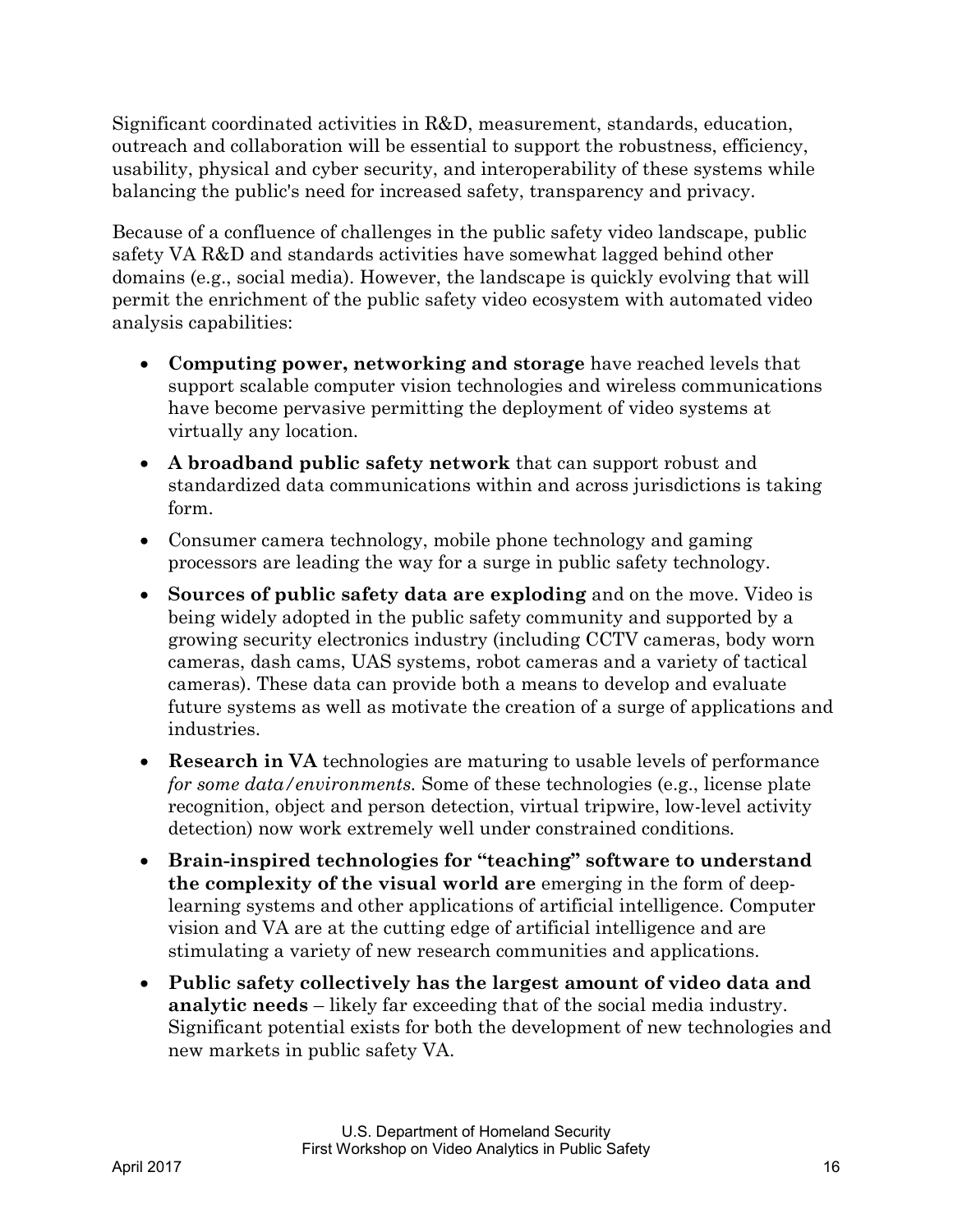Significant coordinated activities in R&D, measurement, standards, education, outreach and collaboration will be essential to support the robustness, efficiency, usability, physical and cyber security, and interoperability of these systems while balancing the public's need for increased safety, transparency and privacy.

Because of a confluence of challenges in the public safety video landscape, public safety VA R&D and standards activities have somewhat lagged behind other domains (e.g., social media). However, the landscape is quickly evolving that will permit the enrichment of the public safety video ecosystem with automated video analysis capabilities:

- **Computing power, networking and storage** have reached levels that support scalable computer vision technologies and wireless communications have become pervasive permitting the deployment of video systems at virtually any location.
- **A broadband public safety network** that can support robust and standardized data communications within and across jurisdictions is taking form.
- Consumer camera technology, mobile phone technology and gaming processors are leading the way for a surge in public safety technology.
- **Sources of public safety data are exploding** and on the move. Video is being widely adopted in the public safety community and supported by a growing security electronics industry (including CCTV cameras, body worn cameras, dash cams, UAS systems, robot cameras and a variety of tactical cameras). These data can provide both a means to develop and evaluate future systems as well as motivate the creation of a surge of applications and industries.
- **Research in VA** technologies are maturing to usable levels of performance *for some data/environments.* Some of these technologies (e.g., license plate recognition, object and person detection, virtual tripwire, low-level activity detection) now work extremely well under constrained conditions.
- **Brain-inspired technologies for "teaching" software to understand the complexity of the visual world are** emerging in the form of deep-learning systems and other applications of artificial intelligence. Computer vision and VA are at the cutting edge of artificial intelligence and are stimulating a variety of new research communities and applications.
- **Public safety collectively has the largest amount of video data and analytic needs** – likely far exceeding that of the social media industry. Significant potential exists for both the development of new technologies and new markets in public safety VA.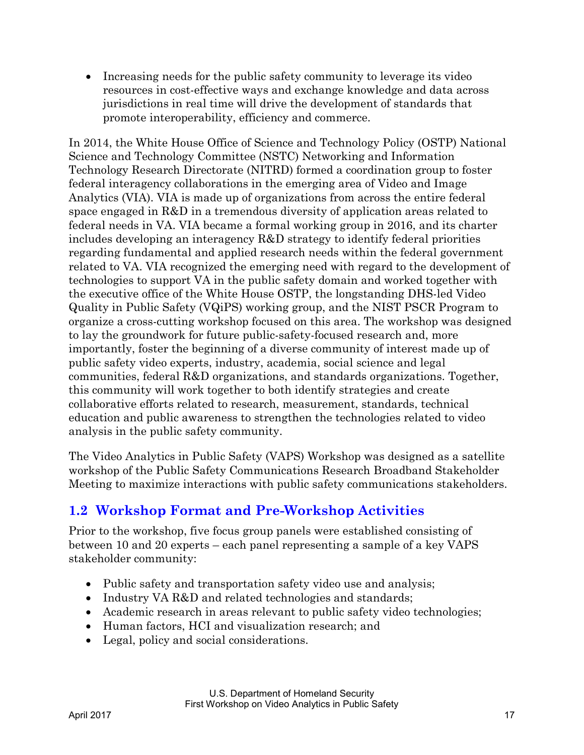- Increasing needs for the public safety community to leverage its video resources in cost-effective ways and exchange knowledge and data across jurisdictions in real time will drive the development of standards that promote interoperability, efficiency and commerce.

In 2014, the White House Office of Science and Technology Policy (OSTP) National Science and Technology Committee (NSTC) Networking and Information Technology Research Directorate (NITRD) formed a coordination group to foster federal interagency collaborations in the emerging area of Video and Image Analytics (VIA). VIA is made up of organizations from across the entire federal space engaged in R&D in a tremendous diversity of application areas related to federal needs in VA. VIA became a formal working group in 2016, and its charter includes developing an interagency R&D strategy to identify federal priorities regarding fundamental and applied research needs within the federal government related to VA. VIA recognized the emerging need with regard to the development of technologies to support VA in the public safety domain and worked together with the executive office of the White House OSTP, the longstanding DHS-led Video Quality in Public Safety (VQiPS) working group, and the NIST PSCR Program to organize a cross-cutting workshop focused on this area. The workshop was designed to lay the groundwork for future public-safety-focused research and, more importantly, foster the beginning of a diverse community of interest made up of public safety video experts, industry, academia, social science and legal communities, federal R&D organizations, and standards organizations. Together, this community will work together to both identify strategies and create collaborative efforts related to research, measurement, standards, technical education and public awareness to strengthen the technologies related to video analysis in the public safety community.

The Video Analytics in Public Safety (VAPS) Workshop was designed as a satellite workshop of the Public Safety Communications Research Broadband Stakeholder Meeting to maximize interactions with public safety communications stakeholders.

## 1.2 Workshop Format and Pre-Workshop Activities

Prior to the workshop, five focus group panels were established consisting of between 10 and 20 experts – each panel representing a sample of a key VAPS stakeholder community:

- Public safety and transportation safety video use and analysis;
- Industry VA R&D and related technologies and standards;
- Academic research in areas relevant to public safety video technologies;
- Human factors, HCI and visualization research; and
- Legal, policy and social considerations.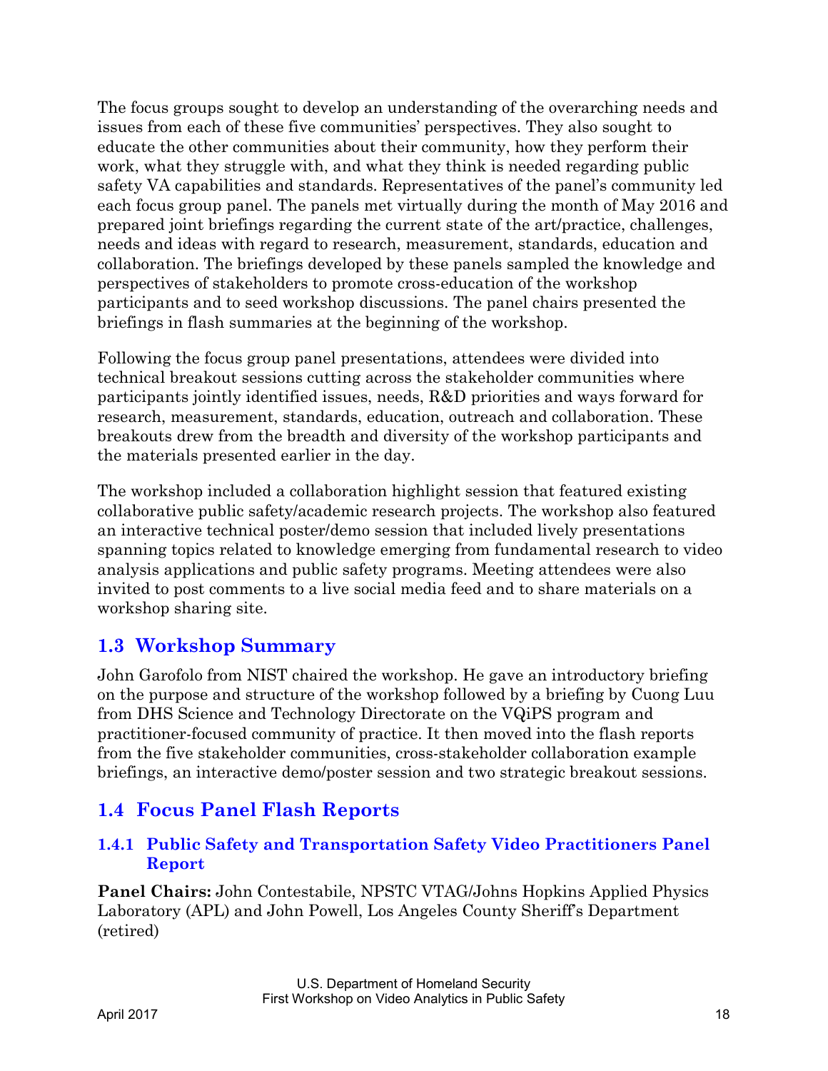The focus groups sought to develop an understanding of the overarching needs and issues from each of these five communities' perspectives. They also sought to educate the other communities about their community, how they perform their work, what they struggle with, and what they think is needed regarding public safety VA capabilities and standards. Representatives of the panel's community led each focus group panel. The panels met virtually during the month of May 2016 and prepared joint briefings regarding the current state of the art/practice, challenges, needs and ideas with regard to research, measurement, standards, education and collaboration. The briefings developed by these panels sampled the knowledge and perspectives of stakeholders to promote cross-education of the workshop participants and to seed workshop discussions. The panel chairs presented the briefings in flash summaries at the beginning of the workshop.

Following the focus group panel presentations, attendees were divided into technical breakout sessions cutting across the stakeholder communities where participants jointly identified issues, needs, R&D priorities and ways forward for research, measurement, standards, education, outreach and collaboration. These breakouts drew from the breadth and diversity of the workshop participants and the materials presented earlier in the day.

The workshop included a collaboration highlight session that featured existing collaborative public safety/academic research projects. The workshop also featured an interactive technical poster/demo session that included lively presentations spanning topics related to knowledge emerging from fundamental research to video analysis applications and public safety programs. Meeting attendees were also invited to post comments to a live social media feed and to share materials on a workshop sharing site.

## 1.3 Workshop Summary

John Garofolo from NIST chaired the workshop. He gave an introductory briefing on the purpose and structure of the workshop followed by a briefing by Cuong Luu from DHS Science and Technology Directorate on the VQiPS program and practitioner-focused community of practice. It then moved into the flash reports from the five stakeholder communities, cross-stakeholder collaboration example briefings, an interactive demo/poster session and two strategic breakout sessions.

## 1.4 Focus Panel Flash Reports

### 1.4.1 Public Safety and Transportation Safety Video Practitioners Panel Report

**Panel Chairs:** John Contestabile, NPSTC VTAG/Johns Hopkins Applied Physics Laboratory (APL) and John Powell, Los Angeles County Sheriff's Department (retired)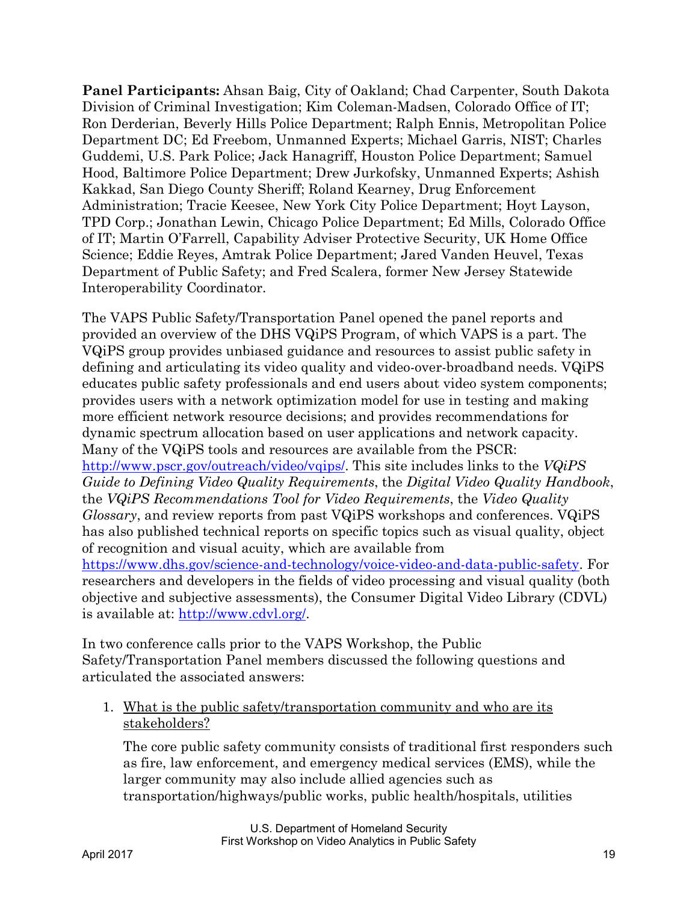**Panel Participants:** Ahsan Baig, City of Oakland; Chad Carpenter, South Dakota Division of Criminal Investigation; Kim Coleman-Madsen, Colorado Office of IT; Ron Derderian, Beverly Hills Police Department; Ralph Ennis, Metropolitan Police Department DC; Ed Freebom, Unmanned Experts; Michael Garris, NIST; Charles Guddemi, U.S. Park Police; Jack Hanagriff, Houston Police Department; Samuel Hood, Baltimore Police Department; Drew Jurkofsky, Unmanned Experts; Ashish Kakkad, San Diego County Sheriff; Roland Kearney, Drug Enforcement Administration; Tracie Keesee, New York City Police Department; Hoyt Layson, TPD Corp.; Jonathan Lewin, Chicago Police Department; Ed Mills, Colorado Office of IT; Martin O'Farrell, Capability Adviser Protective Security, UK Home Office Science; Eddie Reyes, Amtrak Police Department; Jared Vanden Heuvel, Texas Department of Public Safety; and Fred Scalera, former New Jersey Statewide Interoperability Coordinator.

The VAPS Public Safety/Transportation Panel opened the panel reports and provided an overview of the DHS VQiPS Program, of which VAPS is a part. The VQiPS group provides unbiased guidance and resources to assist public safety in defining and articulating its video quality and video-over-broadband needs. VQiPS educates public safety professionals and end users about video system components; provides users with a network optimization model for use in testing and making more efficient network resource decisions; and provides recommendations for dynamic spectrum allocation based on user applications and network capacity. Many of the VQiPS tools and resources are available from the PSCR: http://www.pscr.gov/outreach/video/vqips/. This site includes links to the *VQiPS Guide to Defining Video Quality Requirements*, the *Digital Video Quality Handbook*, the *VQiPS Recommendations Tool for Video Requirements*, the *Video Quality Glossary*, and review reports from past VQiPS workshops and conferences. VQiPS has also published technical reports on specific topics such as visual quality, object of recognition and visual acuity, which are available from https://www.dhs.gov/science-and-technology/voice-video-and-data-public-safety. For researchers and developers in the fields of video processing and visual quality (both objective and subjective assessments), the Consumer Digital Video Library (CDVL) is available at: http://www.cdvl.org/.

In two conference calls prior to the VAPS Workshop, the Public Safety/Transportation Panel members discussed the following questions and articulated the associated answers:

1. What is the public safety/transportation community and who are its stakeholders?

   The core public safety community consists of traditional first responders such as fire, law enforcement, and emergency medical services (EMS), while the larger community may also include allied agencies such as transportation/highways/public works, public health/hospitals, utilities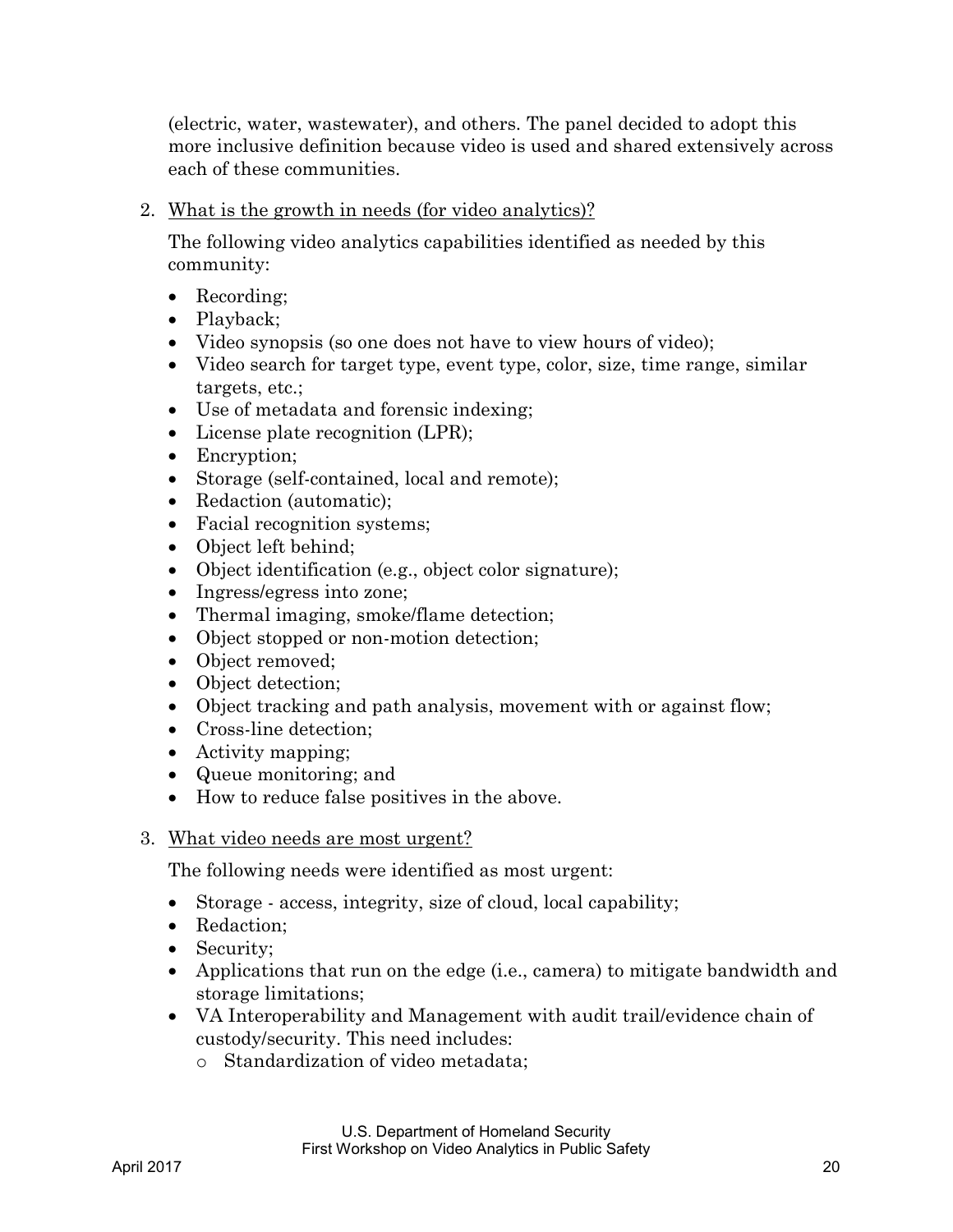(electric, water, wastewater), and others. The panel decided to adopt this more inclusive definition because video is used and shared extensively across each of these communities.

2. <u>What is the growth in needs (for video analytics)?</u>

   The following video analytics capabilities identified as needed by this community:

   - Recording;
   - Playback;
   - Video synopsis (so one does not have to view hours of video);
   - Video search for target type, event type, color, size, time range, similar targets, etc.;
   - Use of metadata and forensic indexing;
   - License plate recognition (LPR);
   - Encryption;
   - Storage (self-contained, local and remote);
   - Redaction (automatic);
   - Facial recognition systems;
   - Object left behind;
   - Object identification (e.g., object color signature);
   - Ingress/egress into zone;
   - Thermal imaging, smoke/flame detection;
   - Object stopped or non-motion detection;
   - Object removed;
   - Object detection;
   - Object tracking and path analysis, movement with or against flow;
   - Cross-line detection;
   - Activity mapping;
   - Queue monitoring; and
   - How to reduce false positives in the above.

3. <u>What video needs are most urgent?</u>

   The following needs were identified as most urgent:

   - Storage - access, integrity, size of cloud, local capability;
   - Redaction;
   - Security;
   - Applications that run on the edge (i.e., camera) to mitigate bandwidth and storage limitations;
   - VA Interoperability and Management with audit trail/evidence chain of custody/security. This need includes:
     - Standardization of video metadata;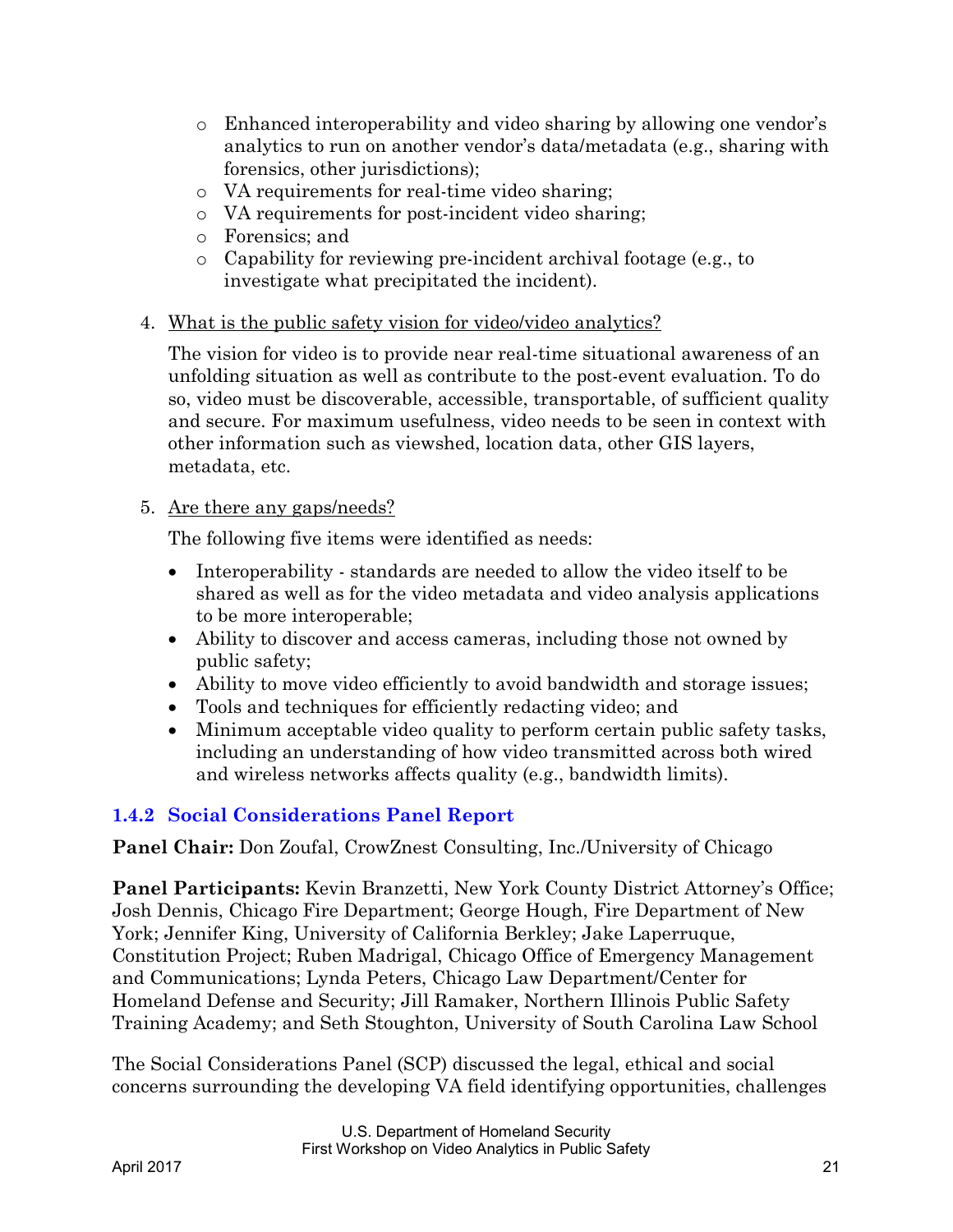- Enhanced interoperability and video sharing by allowing one vendor's analytics to run on another vendor's data/metadata (e.g., sharing with forensics, other jurisdictions);
- VA requirements for real-time video sharing;
- VA requirements for post-incident video sharing;
- Forensics; and
- Capability for reviewing pre-incident archival footage (e.g., to investigate what precipitated the incident).

4. What is the public safety vision for video/video analytics?

   The vision for video is to provide near real-time situational awareness of an unfolding situation as well as contribute to the post-event evaluation. To do so, video must be discoverable, accessible, transportable, of sufficient quality and secure. For maximum usefulness, video needs to be seen in context with other information such as viewshed, location data, other GIS layers, metadata, etc.

5. Are there any gaps/needs?

   The following five items were identified as needs:

   - Interoperability - standards are needed to allow the video itself to be shared as well as for the video metadata and video analysis applications to be more interoperable;
   - Ability to discover and access cameras, including those not owned by public safety;
   - Ability to move video efficiently to avoid bandwidth and storage issues;
   - Tools and techniques for efficiently redacting video; and
   - Minimum acceptable video quality to perform certain public safety tasks, including an understanding of how video transmitted across both wired and wireless networks affects quality (e.g., bandwidth limits).

### 1.4.2 Social Considerations Panel Report

**Panel Chair:** Don Zoufal, CrowZnest Consulting, Inc./University of Chicago

**Panel Participants:** Kevin Branzetti, New York County District Attorney's Office; Josh Dennis, Chicago Fire Department; George Hough, Fire Department of New York; Jennifer King, University of California Berkley; Jake Laperruque, Constitution Project; Ruben Madrigal, Chicago Office of Emergency Management and Communications; Lynda Peters, Chicago Law Department/Center for Homeland Defense and Security; Jill Ramaker, Northern Illinois Public Safety Training Academy; and Seth Stoughton, University of South Carolina Law School

The Social Considerations Panel (SCP) discussed the legal, ethical and social concerns surrounding the developing VA field identifying opportunities, challenges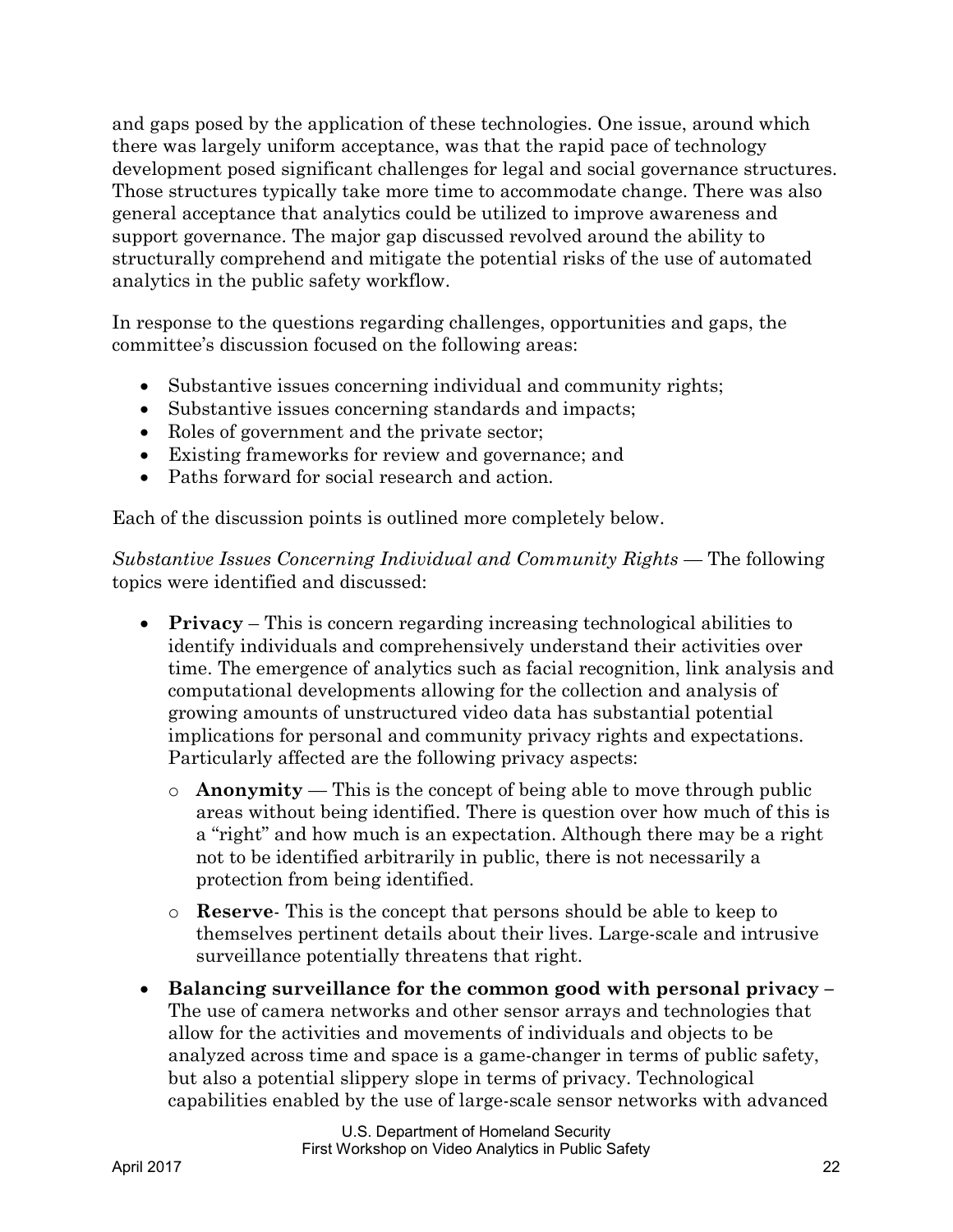and gaps posed by the application of these technologies. One issue, around which there was largely uniform acceptance, was that the rapid pace of technology development posed significant challenges for legal and social governance structures. Those structures typically take more time to accommodate change. There was also general acceptance that analytics could be utilized to improve awareness and support governance. The major gap discussed revolved around the ability to structurally comprehend and mitigate the potential risks of the use of automated analytics in the public safety workflow.

In response to the questions regarding challenges, opportunities and gaps, the committee's discussion focused on the following areas:

- Substantive issues concerning individual and community rights;
- Substantive issues concerning standards and impacts;
- Roles of government and the private sector;
- Existing frameworks for review and governance; and
- Paths forward for social research and action.

Each of the discussion points is outlined more completely below.

*Substantive Issues Concerning Individual and Community Rights* — The following topics were identified and discussed:

- **Privacy** – This is concern regarding increasing technological abilities to identify individuals and comprehensively understand their activities over time. The emergence of analytics such as facial recognition, link analysis and computational developments allowing for the collection and analysis of growing amounts of unstructured video data has substantial potential implications for personal and community privacy rights and expectations. Particularly affected are the following privacy aspects:
  - **Anonymity** — This is the concept of being able to move through public areas without being identified. There is question over how much of this is a "right" and how much is an expectation. Although there may be a right not to be identified arbitrarily in public, there is not necessarily a protection from being identified.
  - **Reserve**- This is the concept that persons should be able to keep to themselves pertinent details about their lives. Large-scale and intrusive surveillance potentially threatens that right.
- **Balancing surveillance for the common good with personal privacy** – The use of camera networks and other sensor arrays and technologies that allow for the activities and movements of individuals and objects to be analyzed across time and space is a game-changer in terms of public safety, but also a potential slippery slope in terms of privacy. Technological capabilities enabled by the use of large-scale sensor networks with advanced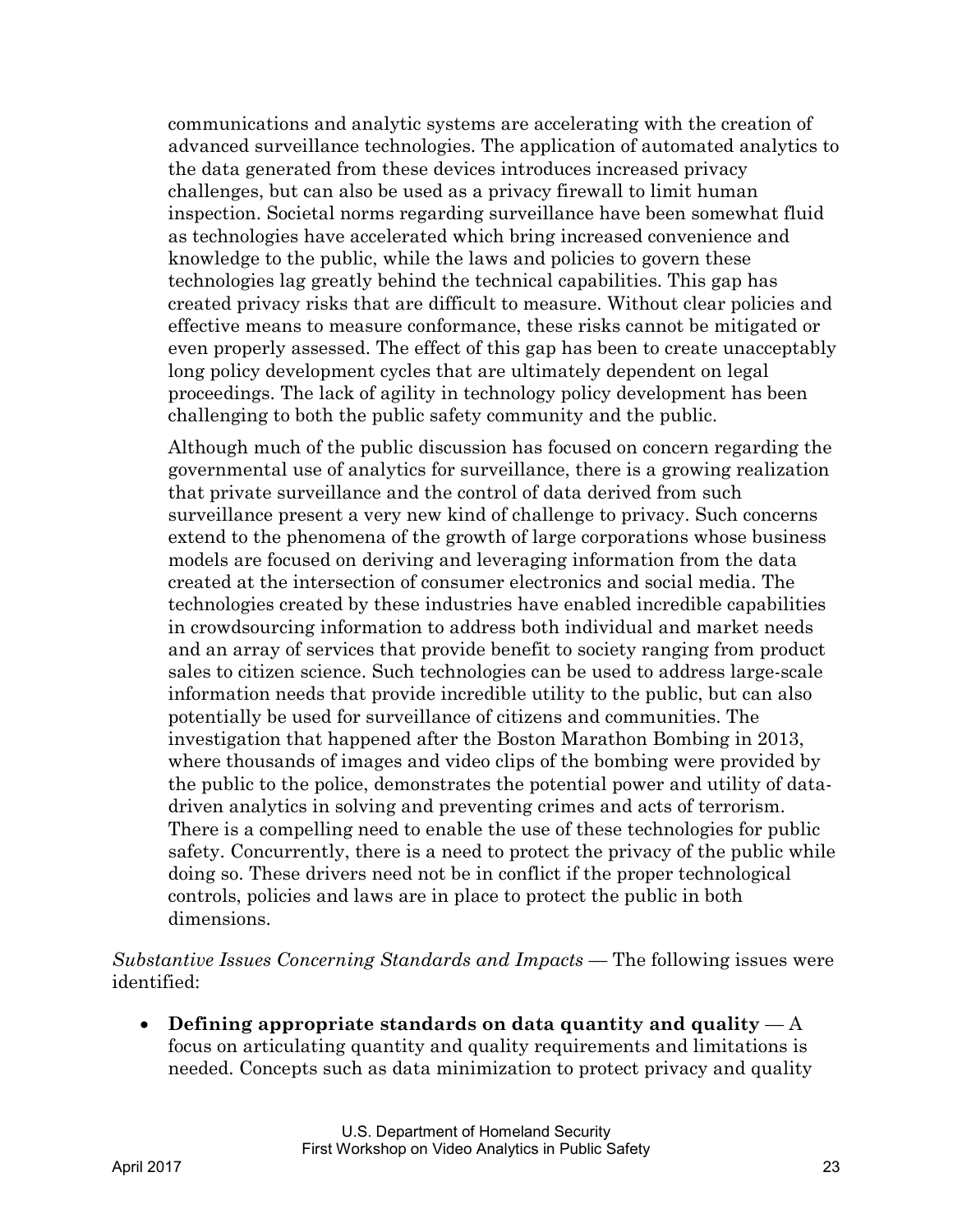communications and analytic systems are accelerating with the creation of advanced surveillance technologies. The application of automated analytics to the data generated from these devices introduces increased privacy challenges, but can also be used as a privacy firewall to limit human inspection. Societal norms regarding surveillance have been somewhat fluid as technologies have accelerated which bring increased convenience and knowledge to the public, while the laws and policies to govern these technologies lag greatly behind the technical capabilities. This gap has created privacy risks that are difficult to measure. Without clear policies and effective means to measure conformance, these risks cannot be mitigated or even properly assessed. The effect of this gap has been to create unacceptably long policy development cycles that are ultimately dependent on legal proceedings. The lack of agility in technology policy development has been challenging to both the public safety community and the public.

Although much of the public discussion has focused on concern regarding the governmental use of analytics for surveillance, there is a growing realization that private surveillance and the control of data derived from such surveillance present a very new kind of challenge to privacy. Such concerns extend to the phenomena of the growth of large corporations whose business models are focused on deriving and leveraging information from the data created at the intersection of consumer electronics and social media. The technologies created by these industries have enabled incredible capabilities in crowdsourcing information to address both individual and market needs and an array of services that provide benefit to society ranging from product sales to citizen science. Such technologies can be used to address large-scale information needs that provide incredible utility to the public, but can also potentially be used for surveillance of citizens and communities. The investigation that happened after the Boston Marathon Bombing in 2013, where thousands of images and video clips of the bombing were provided by the public to the police, demonstrates the potential power and utility of data-driven analytics in solving and preventing crimes and acts of terrorism. There is a compelling need to enable the use of these technologies for public safety. Concurrently, there is a need to protect the privacy of the public while doing so. These drivers need not be in conflict if the proper technological controls, policies and laws are in place to protect the public in both dimensions.

*Substantive Issues Concerning Standards and Impacts* — The following issues were identified:

- **Defining appropriate standards on data quantity and quality** — A focus on articulating quantity and quality requirements and limitations is needed. Concepts such as data minimization to protect privacy and quality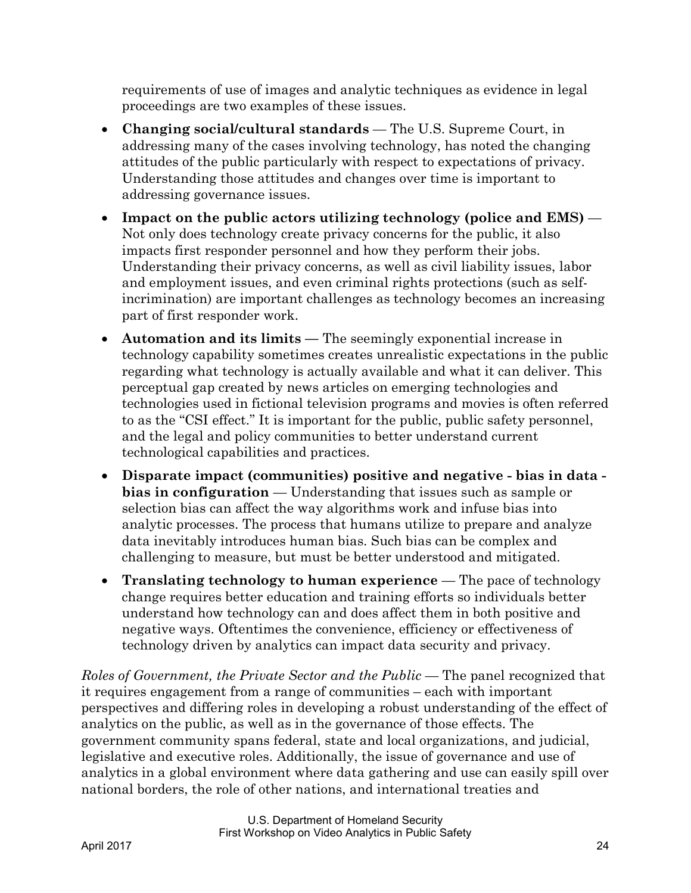requirements of use of images and analytic techniques as evidence in legal proceedings are two examples of these issues.

- **Changing social/cultural standards** — The U.S. Supreme Court, in addressing many of the cases involving technology, has noted the changing attitudes of the public particularly with respect to expectations of privacy. Understanding those attitudes and changes over time is important to addressing governance issues.
- **Impact on the public actors utilizing technology (police and EMS)** — Not only does technology create privacy concerns for the public, it also impacts first responder personnel and how they perform their jobs. Understanding their privacy concerns, as well as civil liability issues, labor and employment issues, and even criminal rights protections (such as self-incrimination) are important challenges as technology becomes an increasing part of first responder work.
- **Automation and its limits —** The seemingly exponential increase in technology capability sometimes creates unrealistic expectations in the public regarding what technology is actually available and what it can deliver. This perceptual gap created by news articles on emerging technologies and technologies used in fictional television programs and movies is often referred to as the "CSI effect." It is important for the public, public safety personnel, and the legal and policy communities to better understand current technological capabilities and practices.
- **Disparate impact (communities) positive and negative - bias in data - bias in configuration** — Understanding that issues such as sample or selection bias can affect the way algorithms work and infuse bias into analytic processes. The process that humans utilize to prepare and analyze data inevitably introduces human bias. Such bias can be complex and challenging to measure, but must be better understood and mitigated.
- **Translating technology to human experience** — The pace of technology change requires better education and training efforts so individuals better understand how technology can and does affect them in both positive and negative ways. Oftentimes the convenience, efficiency or effectiveness of technology driven by analytics can impact data security and privacy.

*Roles of Government, the Private Sector and the Public* — The panel recognized that it requires engagement from a range of communities – each with important perspectives and differing roles in developing a robust understanding of the effect of analytics on the public, as well as in the governance of those effects. The government community spans federal, state and local organizations, and judicial, legislative and executive roles. Additionally, the issue of governance and use of analytics in a global environment where data gathering and use can easily spill over national borders, the role of other nations, and international treaties and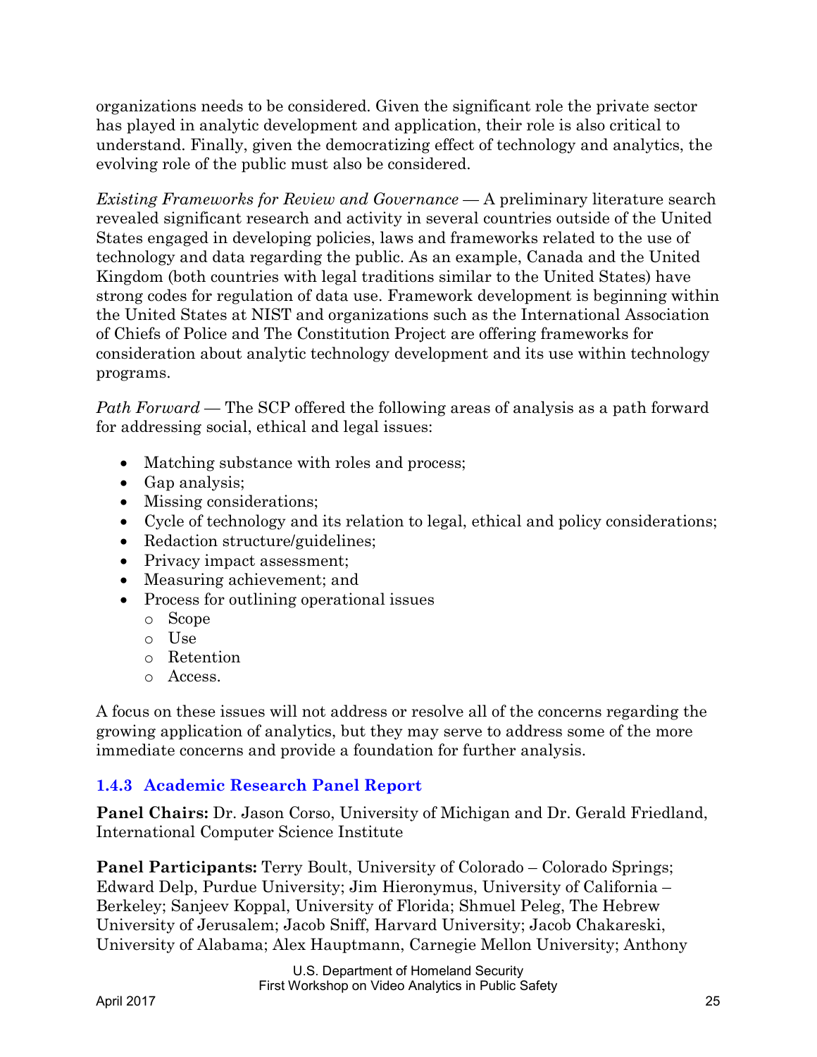organizations needs to be considered. Given the significant role the private sector has played in analytic development and application, their role is also critical to understand. Finally, given the democratizing effect of technology and analytics, the evolving role of the public must also be considered.

*Existing Frameworks for Review and Governance* — A preliminary literature search revealed significant research and activity in several countries outside of the United States engaged in developing policies, laws and frameworks related to the use of technology and data regarding the public. As an example, Canada and the United Kingdom (both countries with legal traditions similar to the United States) have strong codes for regulation of data use. Framework development is beginning within the United States at NIST and organizations such as the International Association of Chiefs of Police and The Constitution Project are offering frameworks for consideration about analytic technology development and its use within technology programs.

*Path Forward* — The SCP offered the following areas of analysis as a path forward for addressing social, ethical and legal issues:

- Matching substance with roles and process;
- Gap analysis;
- Missing considerations;
- Cycle of technology and its relation to legal, ethical and policy considerations;
- Redaction structure/guidelines;
- Privacy impact assessment;
- Measuring achievement; and
- Process for outlining operational issues
  - Scope
  - Use
  - Retention
  - Access.

A focus on these issues will not address or resolve all of the concerns regarding the growing application of analytics, but they may serve to address some of the more immediate concerns and provide a foundation for further analysis.

### 1.4.3 Academic Research Panel Report

**Panel Chairs:** Dr. Jason Corso, University of Michigan and Dr. Gerald Friedland, International Computer Science Institute

**Panel Participants:** Terry Boult, University of Colorado – Colorado Springs; Edward Delp, Purdue University; Jim Hieronymus, University of California – Berkeley; Sanjeev Koppal, University of Florida; Shmuel Peleg, The Hebrew University of Jerusalem; Jacob Sniff, Harvard University; Jacob Chakareski, University of Alabama; Alex Hauptmann, Carnegie Mellon University; Anthony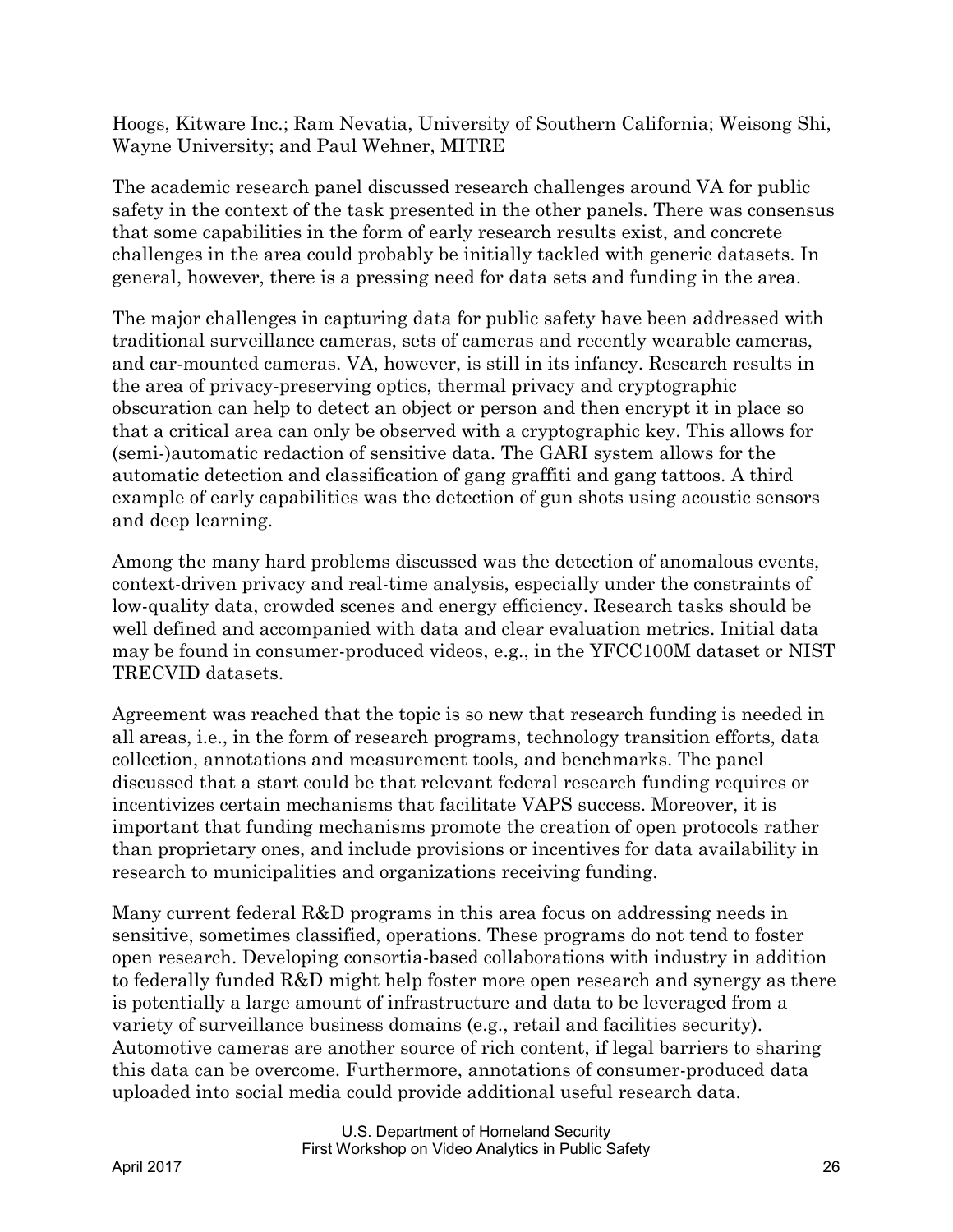Hoogs, Kitware Inc.; Ram Nevatia, University of Southern California; Weisong Shi, Wayne University; and Paul Wehner, MITRE

The academic research panel discussed research challenges around VA for public safety in the context of the task presented in the other panels. There was consensus that some capabilities in the form of early research results exist, and concrete challenges in the area could probably be initially tackled with generic datasets. In general, however, there is a pressing need for data sets and funding in the area.

The major challenges in capturing data for public safety have been addressed with traditional surveillance cameras, sets of cameras and recently wearable cameras, and car-mounted cameras. VA, however, is still in its infancy. Research results in the area of privacy-preserving optics, thermal privacy and cryptographic obscuration can help to detect an object or person and then encrypt it in place so that a critical area can only be observed with a cryptographic key. This allows for (semi-)automatic redaction of sensitive data. The GARI system allows for the automatic detection and classification of gang graffiti and gang tattoos. A third example of early capabilities was the detection of gun shots using acoustic sensors and deep learning.

Among the many hard problems discussed was the detection of anomalous events, context-driven privacy and real-time analysis, especially under the constraints of low-quality data, crowded scenes and energy efficiency. Research tasks should be well defined and accompanied with data and clear evaluation metrics. Initial data may be found in consumer-produced videos, e.g., in the YFCC100M dataset or NIST TRECVID datasets.

Agreement was reached that the topic is so new that research funding is needed in all areas, i.e., in the form of research programs, technology transition efforts, data collection, annotations and measurement tools, and benchmarks. The panel discussed that a start could be that relevant federal research funding requires or incentivizes certain mechanisms that facilitate VAPS success. Moreover, it is important that funding mechanisms promote the creation of open protocols rather than proprietary ones, and include provisions or incentives for data availability in research to municipalities and organizations receiving funding.

Many current federal R&D programs in this area focus on addressing needs in sensitive, sometimes classified, operations. These programs do not tend to foster open research. Developing consortia-based collaborations with industry in addition to federally funded R&D might help foster more open research and synergy as there is potentially a large amount of infrastructure and data to be leveraged from a variety of surveillance business domains (e.g., retail and facilities security). Automotive cameras are another source of rich content, if legal barriers to sharing this data can be overcome. Furthermore, annotations of consumer-produced data uploaded into social media could provide additional useful research data.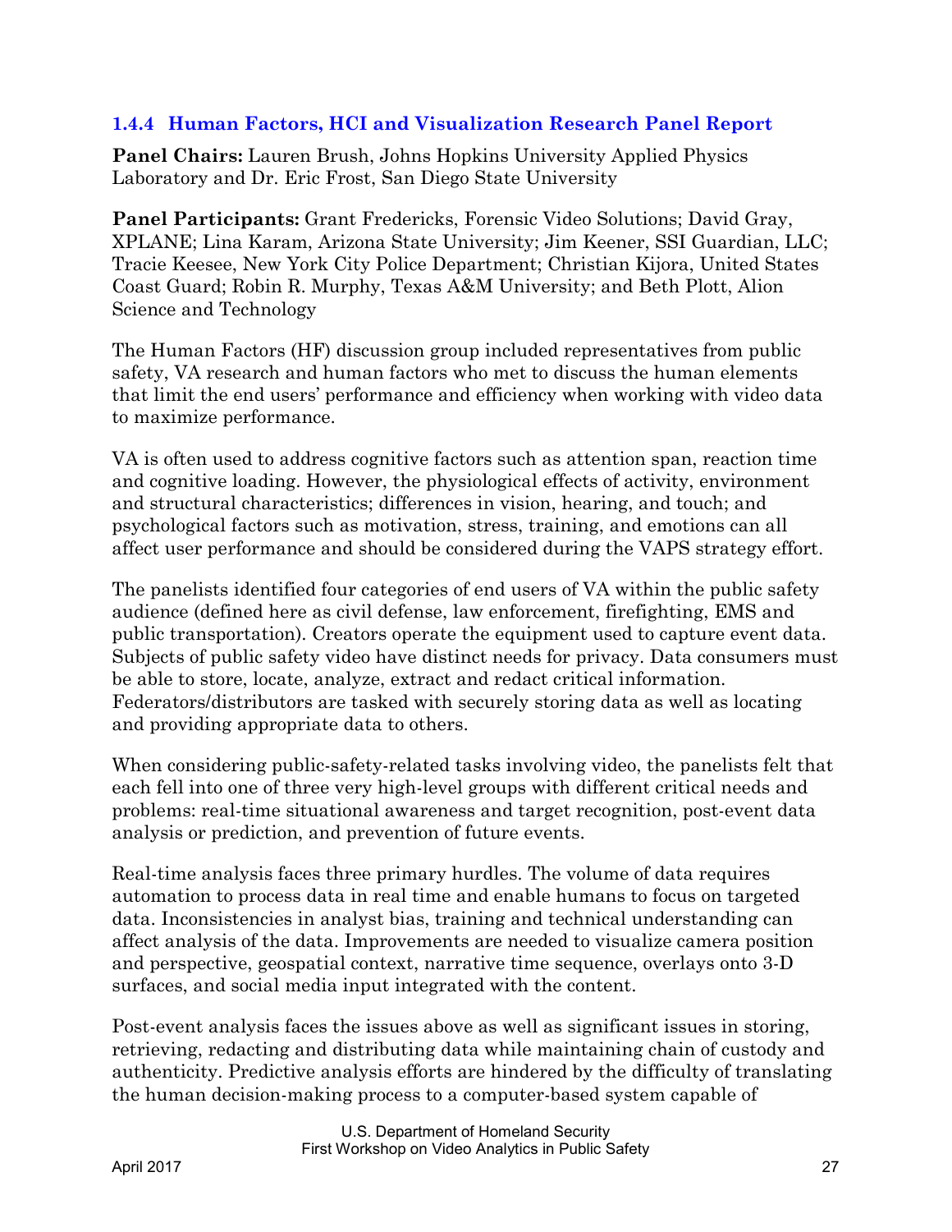### 1.4.4 Human Factors, HCI and Visualization Research Panel Report

**Panel Chairs:** Lauren Brush, Johns Hopkins University Applied Physics Laboratory and Dr. Eric Frost, San Diego State University

**Panel Participants:** Grant Fredericks, Forensic Video Solutions; David Gray, XPLANE; Lina Karam, Arizona State University; Jim Keener, SSI Guardian, LLC; Tracie Keesee, New York City Police Department; Christian Kijora, United States Coast Guard; Robin R. Murphy, Texas A&M University; and Beth Plott, Alion Science and Technology

The Human Factors (HF) discussion group included representatives from public safety, VA research and human factors who met to discuss the human elements that limit the end users' performance and efficiency when working with video data to maximize performance.

VA is often used to address cognitive factors such as attention span, reaction time and cognitive loading. However, the physiological effects of activity, environment and structural characteristics; differences in vision, hearing, and touch; and psychological factors such as motivation, stress, training, and emotions can all affect user performance and should be considered during the VAPS strategy effort.

The panelists identified four categories of end users of VA within the public safety audience (defined here as civil defense, law enforcement, firefighting, EMS and public transportation). Creators operate the equipment used to capture event data. Subjects of public safety video have distinct needs for privacy. Data consumers must be able to store, locate, analyze, extract and redact critical information. Federators/distributors are tasked with securely storing data as well as locating and providing appropriate data to others.

When considering public-safety-related tasks involving video, the panelists felt that each fell into one of three very high-level groups with different critical needs and problems: real-time situational awareness and target recognition, post-event data analysis or prediction, and prevention of future events.

Real-time analysis faces three primary hurdles. The volume of data requires automation to process data in real time and enable humans to focus on targeted data. Inconsistencies in analyst bias, training and technical understanding can affect analysis of the data. Improvements are needed to visualize camera position and perspective, geospatial context, narrative time sequence, overlays onto 3-D surfaces, and social media input integrated with the content.

Post-event analysis faces the issues above as well as significant issues in storing, retrieving, redacting and distributing data while maintaining chain of custody and authenticity. Predictive analysis efforts are hindered by the difficulty of translating the human decision-making process to a computer-based system capable of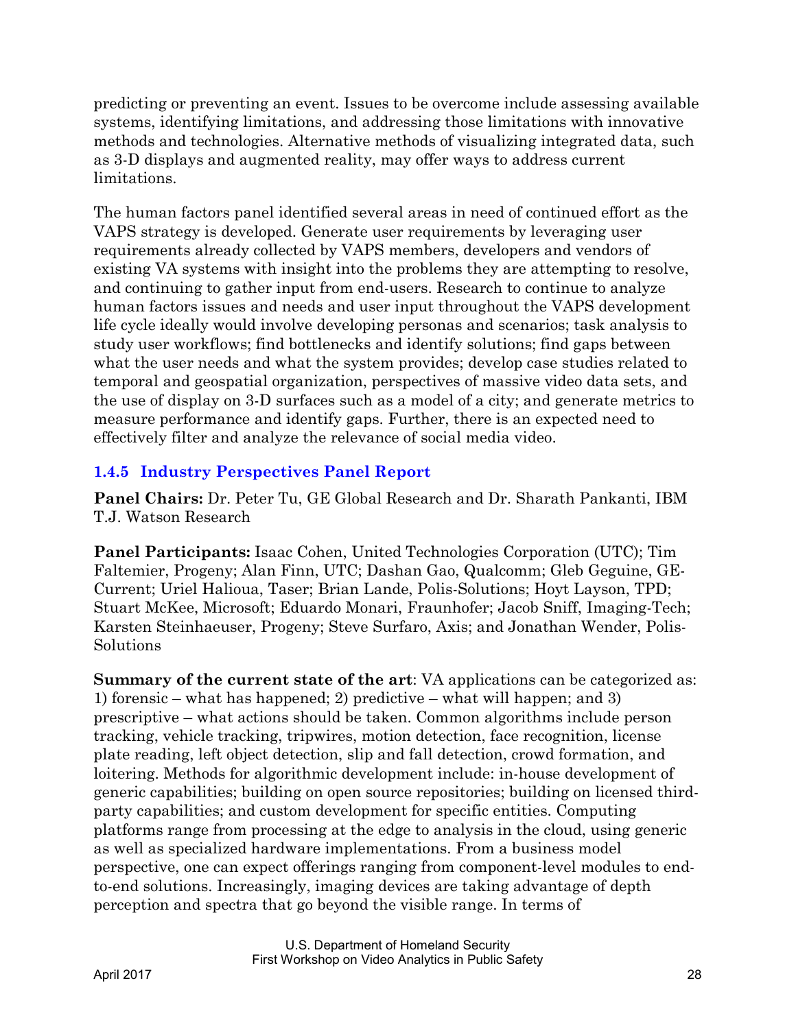predicting or preventing an event. Issues to be overcome include assessing available systems, identifying limitations, and addressing those limitations with innovative methods and technologies. Alternative methods of visualizing integrated data, such as 3-D displays and augmented reality, may offer ways to address current limitations.

The human factors panel identified several areas in need of continued effort as the VAPS strategy is developed. Generate user requirements by leveraging user requirements already collected by VAPS members, developers and vendors of existing VA systems with insight into the problems they are attempting to resolve, and continuing to gather input from end-users. Research to continue to analyze human factors issues and needs and user input throughout the VAPS development life cycle ideally would involve developing personas and scenarios; task analysis to study user workflows; find bottlenecks and identify solutions; find gaps between what the user needs and what the system provides; develop case studies related to temporal and geospatial organization, perspectives of massive video data sets, and the use of display on 3-D surfaces such as a model of a city; and generate metrics to measure performance and identify gaps. Further, there is an expected need to effectively filter and analyze the relevance of social media video.

### 1.4.5 Industry Perspectives Panel Report

**Panel Chairs:** Dr. Peter Tu, GE Global Research and Dr. Sharath Pankanti, IBM T.J. Watson Research

**Panel Participants:** Isaac Cohen, United Technologies Corporation (UTC); Tim Faltemier, Progeny; Alan Finn, UTC; Dashan Gao, Qualcomm; Gleb Geguine, GE-Current; Uriel Halioua, Taser; Brian Lande, Polis-Solutions; Hoyt Layson, TPD; Stuart McKee, Microsoft; Eduardo Monari, Fraunhofer; Jacob Sniff, Imaging-Tech; Karsten Steinhaeuser, Progeny; Steve Surfaro, Axis; and Jonathan Wender, Polis-Solutions

**Summary of the current state of the art**: VA applications can be categorized as: 1) forensic – what has happened; 2) predictive – what will happen; and 3) prescriptive – what actions should be taken. Common algorithms include person tracking, vehicle tracking, tripwires, motion detection, face recognition, license plate reading, left object detection, slip and fall detection, crowd formation, and loitering. Methods for algorithmic development include: in-house development of generic capabilities; building on open source repositories; building on licensed third-party capabilities; and custom development for specific entities. Computing platforms range from processing at the edge to analysis in the cloud, using generic as well as specialized hardware implementations. From a business model perspective, one can expect offerings ranging from component-level modules to end-to-end solutions. Increasingly, imaging devices are taking advantage of depth perception and spectra that go beyond the visible range. In terms of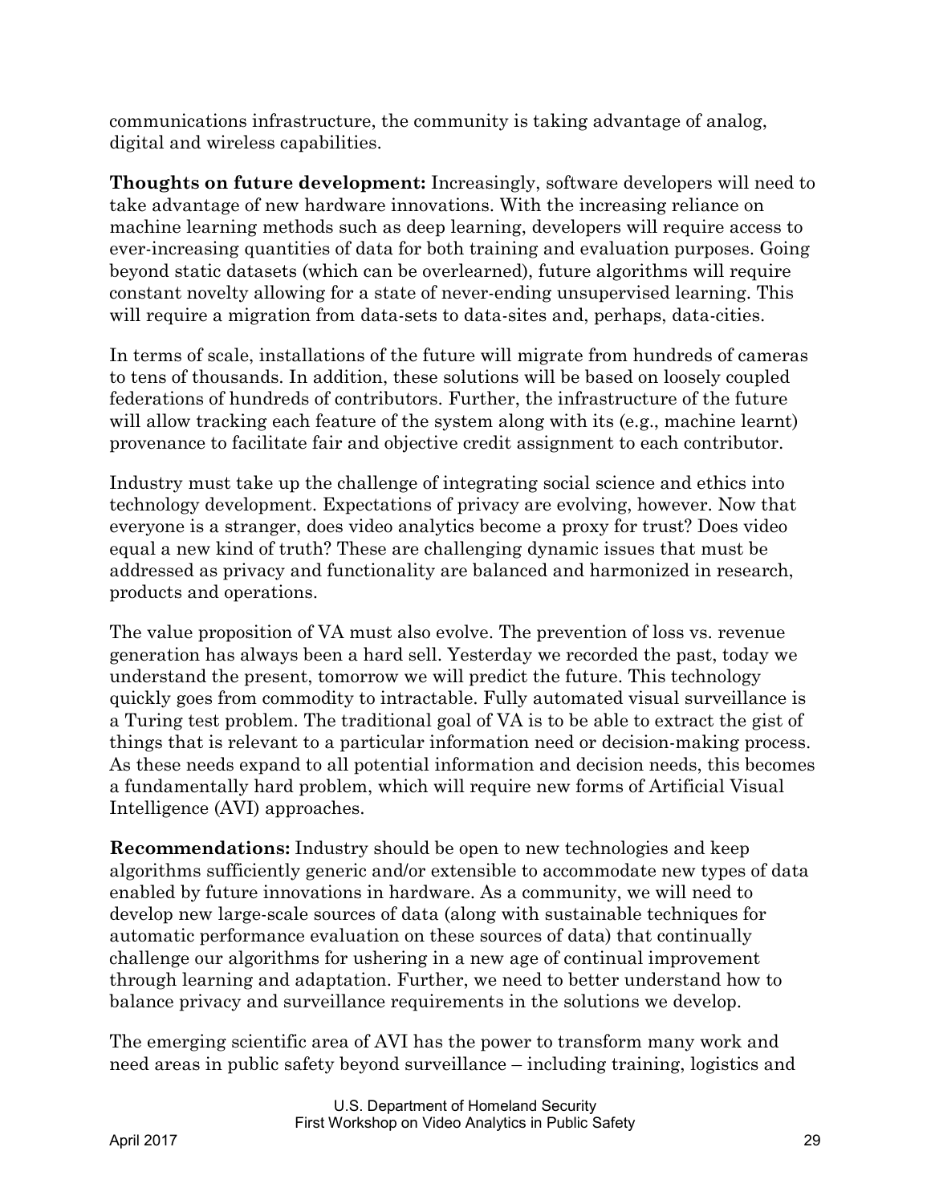communications infrastructure, the community is taking advantage of analog, digital and wireless capabilities.

**Thoughts on future development:** Increasingly, software developers will need to take advantage of new hardware innovations. With the increasing reliance on machine learning methods such as deep learning, developers will require access to ever-increasing quantities of data for both training and evaluation purposes. Going beyond static datasets (which can be overlearned), future algorithms will require constant novelty allowing for a state of never-ending unsupervised learning. This will require a migration from data-sets to data-sites and, perhaps, data-cities.

In terms of scale, installations of the future will migrate from hundreds of cameras to tens of thousands. In addition, these solutions will be based on loosely coupled federations of hundreds of contributors. Further, the infrastructure of the future will allow tracking each feature of the system along with its (e.g., machine learnt) provenance to facilitate fair and objective credit assignment to each contributor.

Industry must take up the challenge of integrating social science and ethics into technology development. Expectations of privacy are evolving, however. Now that everyone is a stranger, does video analytics become a proxy for trust? Does video equal a new kind of truth? These are challenging dynamic issues that must be addressed as privacy and functionality are balanced and harmonized in research, products and operations.

The value proposition of VA must also evolve. The prevention of loss vs. revenue generation has always been a hard sell. Yesterday we recorded the past, today we understand the present, tomorrow we will predict the future. This technology quickly goes from commodity to intractable. Fully automated visual surveillance is a Turing test problem. The traditional goal of VA is to be able to extract the gist of things that is relevant to a particular information need or decision-making process. As these needs expand to all potential information and decision needs, this becomes a fundamentally hard problem, which will require new forms of Artificial Visual Intelligence (AVI) approaches.

**Recommendations:** Industry should be open to new technologies and keep algorithms sufficiently generic and/or extensible to accommodate new types of data enabled by future innovations in hardware. As a community, we will need to develop new large-scale sources of data (along with sustainable techniques for automatic performance evaluation on these sources of data) that continually challenge our algorithms for ushering in a new age of continual improvement through learning and adaptation. Further, we need to better understand how to balance privacy and surveillance requirements in the solutions we develop.

The emerging scientific area of AVI has the power to transform many work and need areas in public safety beyond surveillance – including training, logistics and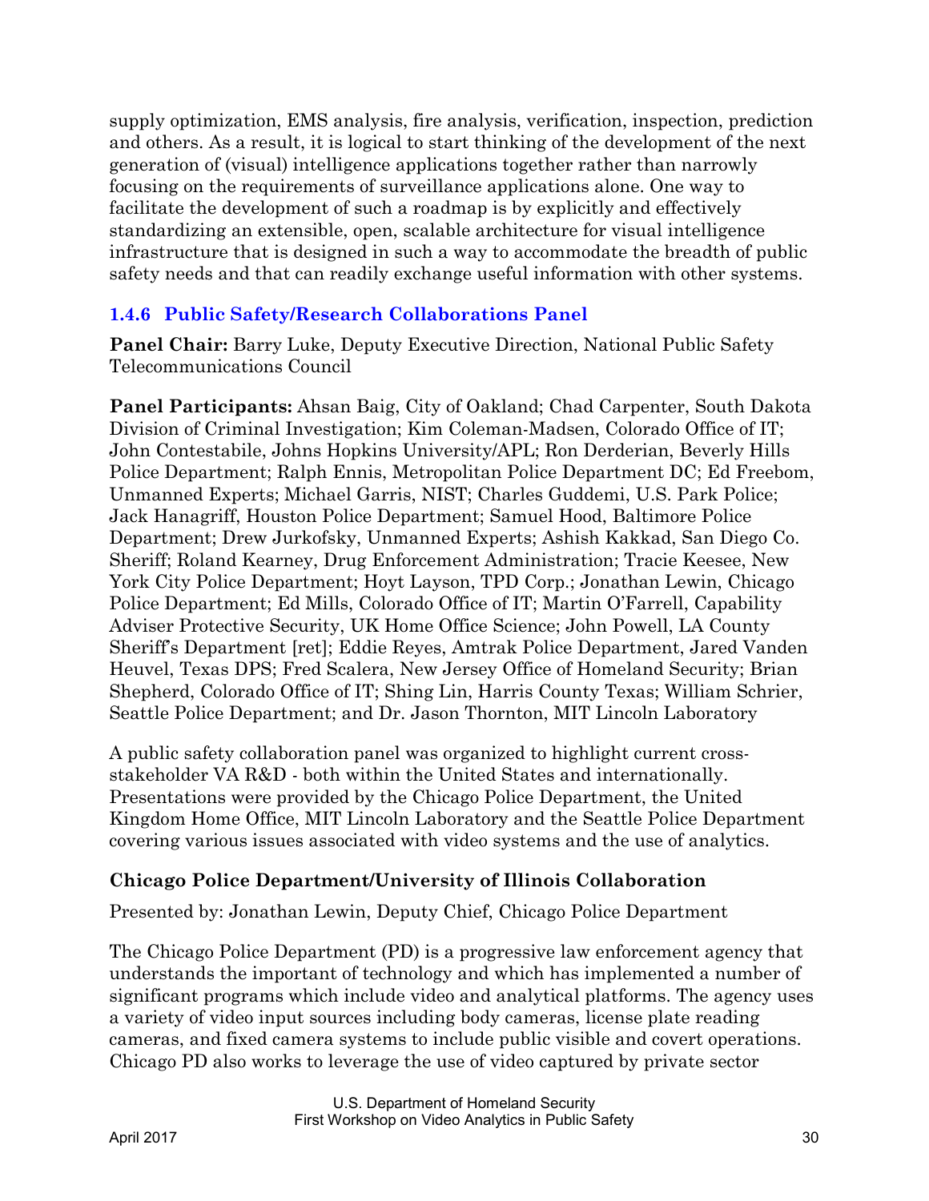supply optimization, EMS analysis, fire analysis, verification, inspection, prediction and others. As a result, it is logical to start thinking of the development of the next generation of (visual) intelligence applications together rather than narrowly focusing on the requirements of surveillance applications alone. One way to facilitate the development of such a roadmap is by explicitly and effectively standardizing an extensible, open, scalable architecture for visual intelligence infrastructure that is designed in such a way to accommodate the breadth of public safety needs and that can readily exchange useful information with other systems.

### 1.4.6 Public Safety/Research Collaborations Panel

**Panel Chair:** Barry Luke, Deputy Executive Direction, National Public Safety Telecommunications Council

**Panel Participants:** Ahsan Baig, City of Oakland; Chad Carpenter, South Dakota Division of Criminal Investigation; Kim Coleman-Madsen, Colorado Office of IT; John Contestabile, Johns Hopkins University/APL; Ron Derderian, Beverly Hills Police Department; Ralph Ennis, Metropolitan Police Department DC; Ed Freebom, Unmanned Experts; Michael Garris, NIST; Charles Guddemi, U.S. Park Police; Jack Hanagriff, Houston Police Department; Samuel Hood, Baltimore Police Department; Drew Jurkofsky, Unmanned Experts; Ashish Kakkad, San Diego Co. Sheriff; Roland Kearney, Drug Enforcement Administration; Tracie Keesee, New York City Police Department; Hoyt Layson, TPD Corp.; Jonathan Lewin, Chicago Police Department; Ed Mills, Colorado Office of IT; Martin O'Farrell, Capability Adviser Protective Security, UK Home Office Science; John Powell, LA County Sheriff's Department [ret]; Eddie Reyes, Amtrak Police Department, Jared Vanden Heuvel, Texas DPS; Fred Scalera, New Jersey Office of Homeland Security; Brian Shepherd, Colorado Office of IT; Shing Lin, Harris County Texas; William Schrier, Seattle Police Department; and Dr. Jason Thornton, MIT Lincoln Laboratory

A public safety collaboration panel was organized to highlight current cross-stakeholder VA R&D - both within the United States and internationally. Presentations were provided by the Chicago Police Department, the United Kingdom Home Office, MIT Lincoln Laboratory and the Seattle Police Department covering various issues associated with video systems and the use of analytics.

#### Chicago Police Department/University of Illinois Collaboration

Presented by: Jonathan Lewin, Deputy Chief, Chicago Police Department

The Chicago Police Department (PD) is a progressive law enforcement agency that understands the important of technology and which has implemented a number of significant programs which include video and analytical platforms. The agency uses a variety of video input sources including body cameras, license plate reading cameras, and fixed camera systems to include public visible and covert operations. Chicago PD also works to leverage the use of video captured by private sector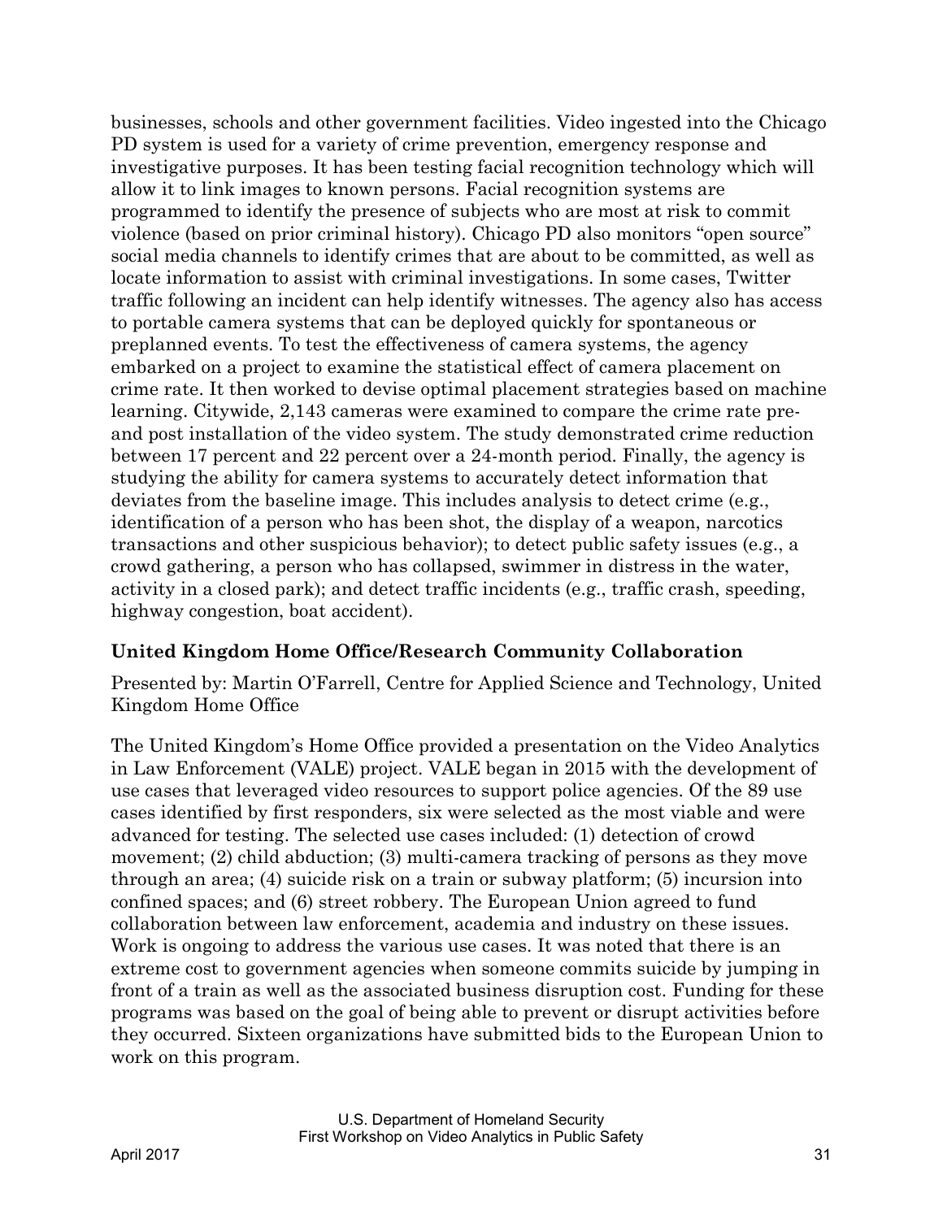businesses, schools and other government facilities. Video ingested into the Chicago PD system is used for a variety of crime prevention, emergency response and investigative purposes. It has been testing facial recognition technology which will allow it to link images to known persons. Facial recognition systems are programmed to identify the presence of subjects who are most at risk to commit violence (based on prior criminal history). Chicago PD also monitors "open source" social media channels to identify crimes that are about to be committed, as well as locate information to assist with criminal investigations. In some cases, Twitter traffic following an incident can help identify witnesses. The agency also has access to portable camera systems that can be deployed quickly for spontaneous or preplanned events. To test the effectiveness of camera systems, the agency embarked on a project to examine the statistical effect of camera placement on crime rate. It then worked to devise optimal placement strategies based on machine learning. Citywide, 2,143 cameras were examined to compare the crime rate pre- and post installation of the video system. The study demonstrated crime reduction between 17 percent and 22 percent over a 24-month period. Finally, the agency is studying the ability for camera systems to accurately detect information that deviates from the baseline image. This includes analysis to detect crime (e.g., identification of a person who has been shot, the display of a weapon, narcotics transactions and other suspicious behavior); to detect public safety issues (e.g., a crowd gathering, a person who has collapsed, swimmer in distress in the water, activity in a closed park); and detect traffic incidents (e.g., traffic crash, speeding, highway congestion, boat accident).

### United Kingdom Home Office/Research Community Collaboration

Presented by: Martin O'Farrell, Centre for Applied Science and Technology, United Kingdom Home Office

The United Kingdom's Home Office provided a presentation on the Video Analytics in Law Enforcement (VALE) project. VALE began in 2015 with the development of use cases that leveraged video resources to support police agencies. Of the 89 use cases identified by first responders, six were selected as the most viable and were advanced for testing. The selected use cases included: (1) detection of crowd movement; (2) child abduction; (3) multi-camera tracking of persons as they move through an area; (4) suicide risk on a train or subway platform; (5) incursion into confined spaces; and (6) street robbery. The European Union agreed to fund collaboration between law enforcement, academia and industry on these issues. Work is ongoing to address the various use cases. It was noted that there is an extreme cost to government agencies when someone commits suicide by jumping in front of a train as well as the associated business disruption cost. Funding for these programs was based on the goal of being able to prevent or disrupt activities before they occurred. Sixteen organizations have submitted bids to the European Union to work on this program.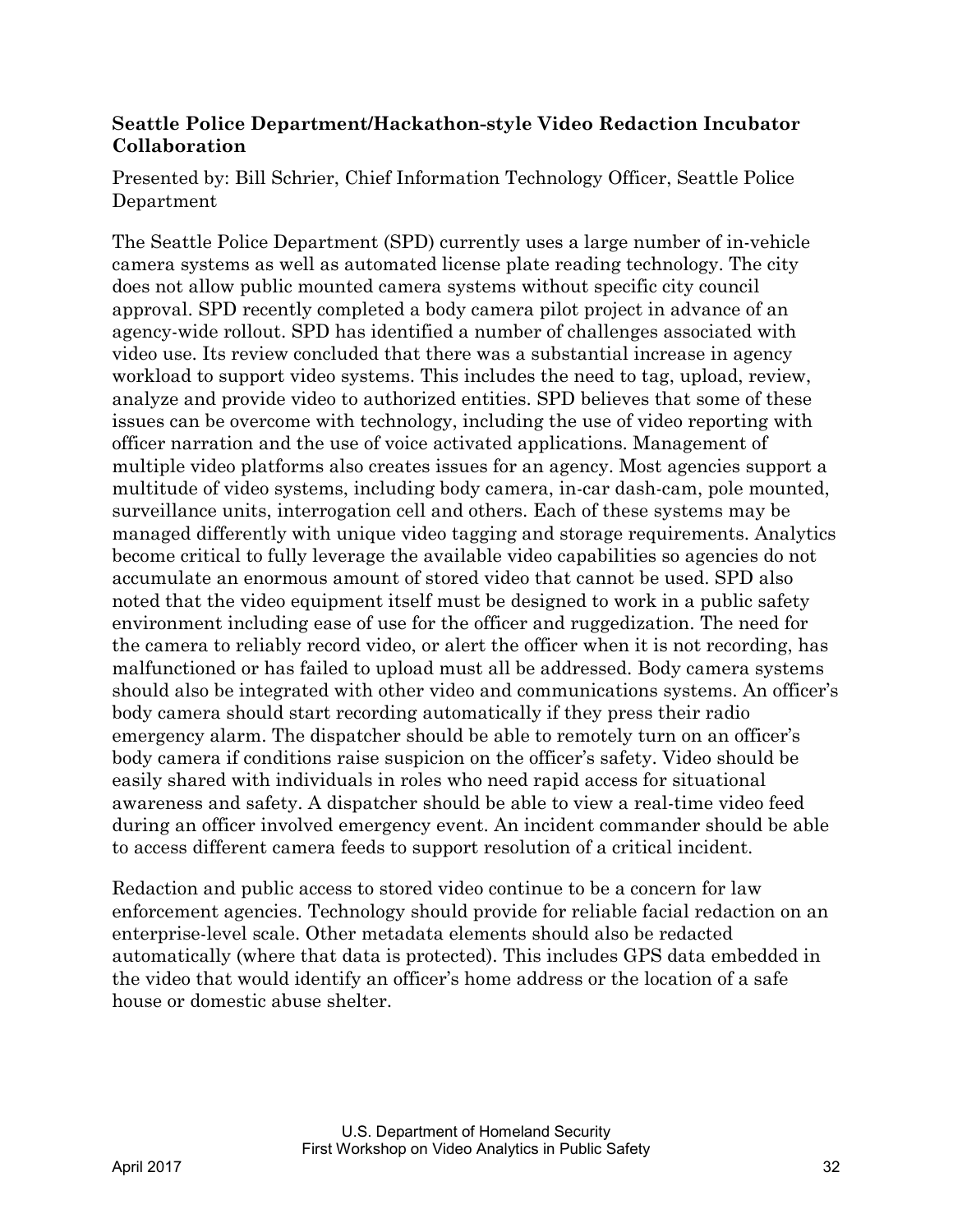### Seattle Police Department/Hackathon-style Video Redaction Incubator Collaboration

Presented by: Bill Schrier, Chief Information Technology Officer, Seattle Police Department

The Seattle Police Department (SPD) currently uses a large number of in-vehicle camera systems as well as automated license plate reading technology. The city does not allow public mounted camera systems without specific city council approval. SPD recently completed a body camera pilot project in advance of an agency-wide rollout. SPD has identified a number of challenges associated with video use. Its review concluded that there was a substantial increase in agency workload to support video systems. This includes the need to tag, upload, review, analyze and provide video to authorized entities. SPD believes that some of these issues can be overcome with technology, including the use of video reporting with officer narration and the use of voice activated applications. Management of multiple video platforms also creates issues for an agency. Most agencies support a multitude of video systems, including body camera, in-car dash-cam, pole mounted, surveillance units, interrogation cell and others. Each of these systems may be managed differently with unique video tagging and storage requirements. Analytics become critical to fully leverage the available video capabilities so agencies do not accumulate an enormous amount of stored video that cannot be used. SPD also noted that the video equipment itself must be designed to work in a public safety environment including ease of use for the officer and ruggedization. The need for the camera to reliably record video, or alert the officer when it is not recording, has malfunctioned or has failed to upload must all be addressed. Body camera systems should also be integrated with other video and communications systems. An officer's body camera should start recording automatically if they press their radio emergency alarm. The dispatcher should be able to remotely turn on an officer's body camera if conditions raise suspicion on the officer's safety. Video should be easily shared with individuals in roles who need rapid access for situational awareness and safety. A dispatcher should be able to view a real-time video feed during an officer involved emergency event. An incident commander should be able to access different camera feeds to support resolution of a critical incident.

Redaction and public access to stored video continue to be a concern for law enforcement agencies. Technology should provide for reliable facial redaction on an enterprise-level scale. Other metadata elements should also be redacted automatically (where that data is protected). This includes GPS data embedded in the video that would identify an officer's home address or the location of a safe house or domestic abuse shelter.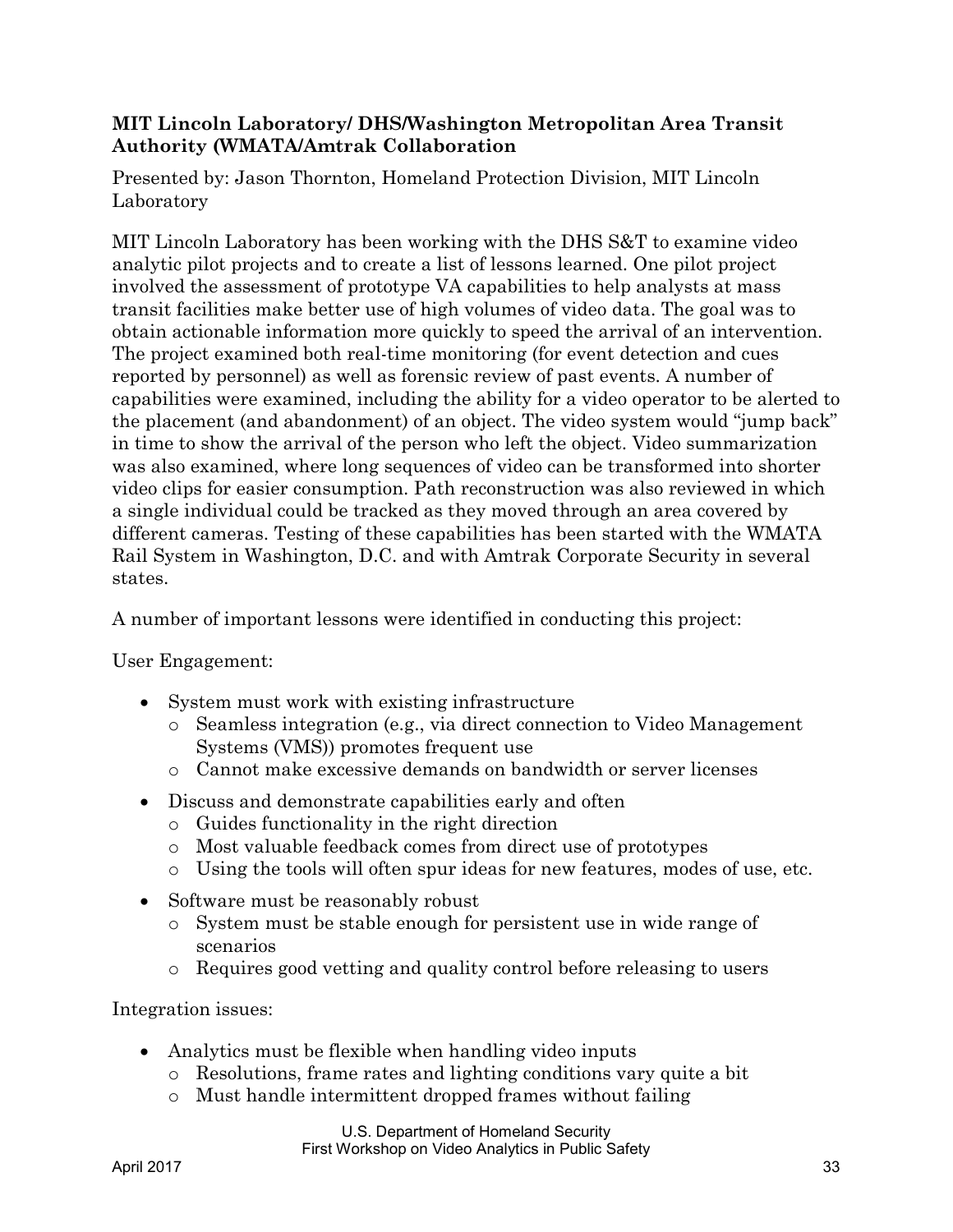### MIT Lincoln Laboratory/ DHS/Washington Metropolitan Area Transit Authority (WMATA/Amtrak Collaboration

Presented by: Jason Thornton, Homeland Protection Division, MIT Lincoln Laboratory

MIT Lincoln Laboratory has been working with the DHS S&T to examine video analytic pilot projects and to create a list of lessons learned. One pilot project involved the assessment of prototype VA capabilities to help analysts at mass transit facilities make better use of high volumes of video data. The goal was to obtain actionable information more quickly to speed the arrival of an intervention. The project examined both real-time monitoring (for event detection and cues reported by personnel) as well as forensic review of past events. A number of capabilities were examined, including the ability for a video operator to be alerted to the placement (and abandonment) of an object. The video system would "jump back" in time to show the arrival of the person who left the object. Video summarization was also examined, where long sequences of video can be transformed into shorter video clips for easier consumption. Path reconstruction was also reviewed in which a single individual could be tracked as they moved through an area covered by different cameras. Testing of these capabilities has been started with the WMATA Rail System in Washington, D.C. and with Amtrak Corporate Security in several states.

A number of important lessons were identified in conducting this project:

User Engagement:

- System must work with existing infrastructure
  - Seamless integration (e.g., via direct connection to Video Management Systems (VMS)) promotes frequent use
  - Cannot make excessive demands on bandwidth or server licenses
- Discuss and demonstrate capabilities early and often
  - Guides functionality in the right direction
  - Most valuable feedback comes from direct use of prototypes
  - Using the tools will often spur ideas for new features, modes of use, etc.
- Software must be reasonably robust
  - System must be stable enough for persistent use in wide range of scenarios
  - Requires good vetting and quality control before releasing to users

Integration issues:

- Analytics must be flexible when handling video inputs
  - Resolutions, frame rates and lighting conditions vary quite a bit
  - Must handle intermittent dropped frames without failing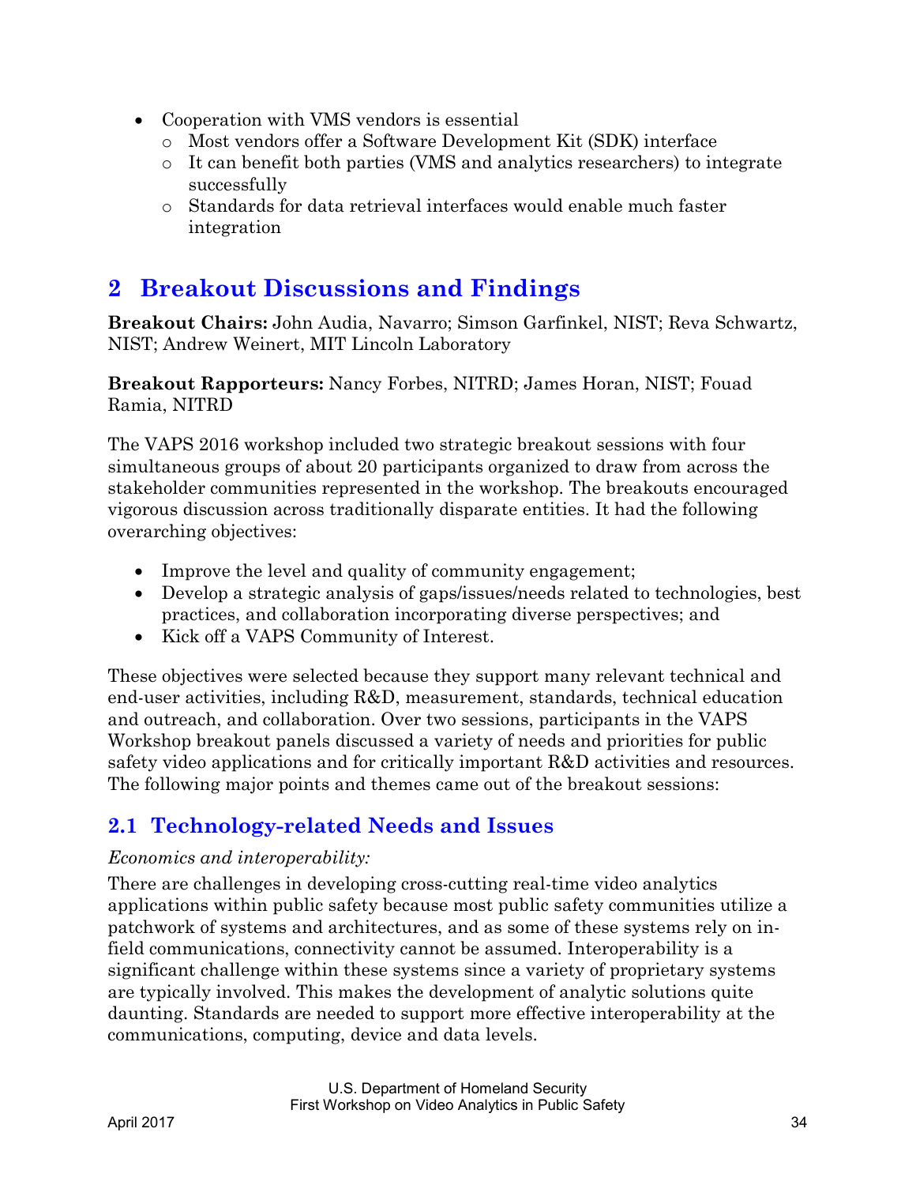- Cooperation with VMS vendors is essential
  - Most vendors offer a Software Development Kit (SDK) interface
  - It can benefit both parties (VMS and analytics researchers) to integrate successfully
  - Standards for data retrieval interfaces would enable much faster integration

# 2 Breakout Discussions and Findings

**Breakout Chairs:** John Audia, Navarro; Simson Garfinkel, NIST; Reva Schwartz, NIST; Andrew Weinert, MIT Lincoln Laboratory

**Breakout Rapporteurs:** Nancy Forbes, NITRD; James Horan, NIST; Fouad Ramia, NITRD

The VAPS 2016 workshop included two strategic breakout sessions with four simultaneous groups of about 20 participants organized to draw from across the stakeholder communities represented in the workshop. The breakouts encouraged vigorous discussion across traditionally disparate entities. It had the following overarching objectives:

- Improve the level and quality of community engagement;
- Develop a strategic analysis of gaps/issues/needs related to technologies, best practices, and collaboration incorporating diverse perspectives; and
- Kick off a VAPS Community of Interest.

These objectives were selected because they support many relevant technical and end-user activities, including R&D, measurement, standards, technical education and outreach, and collaboration. Over two sessions, participants in the VAPS Workshop breakout panels discussed a variety of needs and priorities for public safety video applications and for critically important R&D activities and resources. The following major points and themes came out of the breakout sessions:

## 2.1 Technology-related Needs and Issues

*Economics and interoperability:*

There are challenges in developing cross-cutting real-time video analytics applications within public safety because most public safety communities utilize a patchwork of systems and architectures, and as some of these systems rely on in-field communications, connectivity cannot be assumed. Interoperability is a significant challenge within these systems since a variety of proprietary systems are typically involved. This makes the development of analytic solutions quite daunting. Standards are needed to support more effective interoperability at the communications, computing, device and data levels.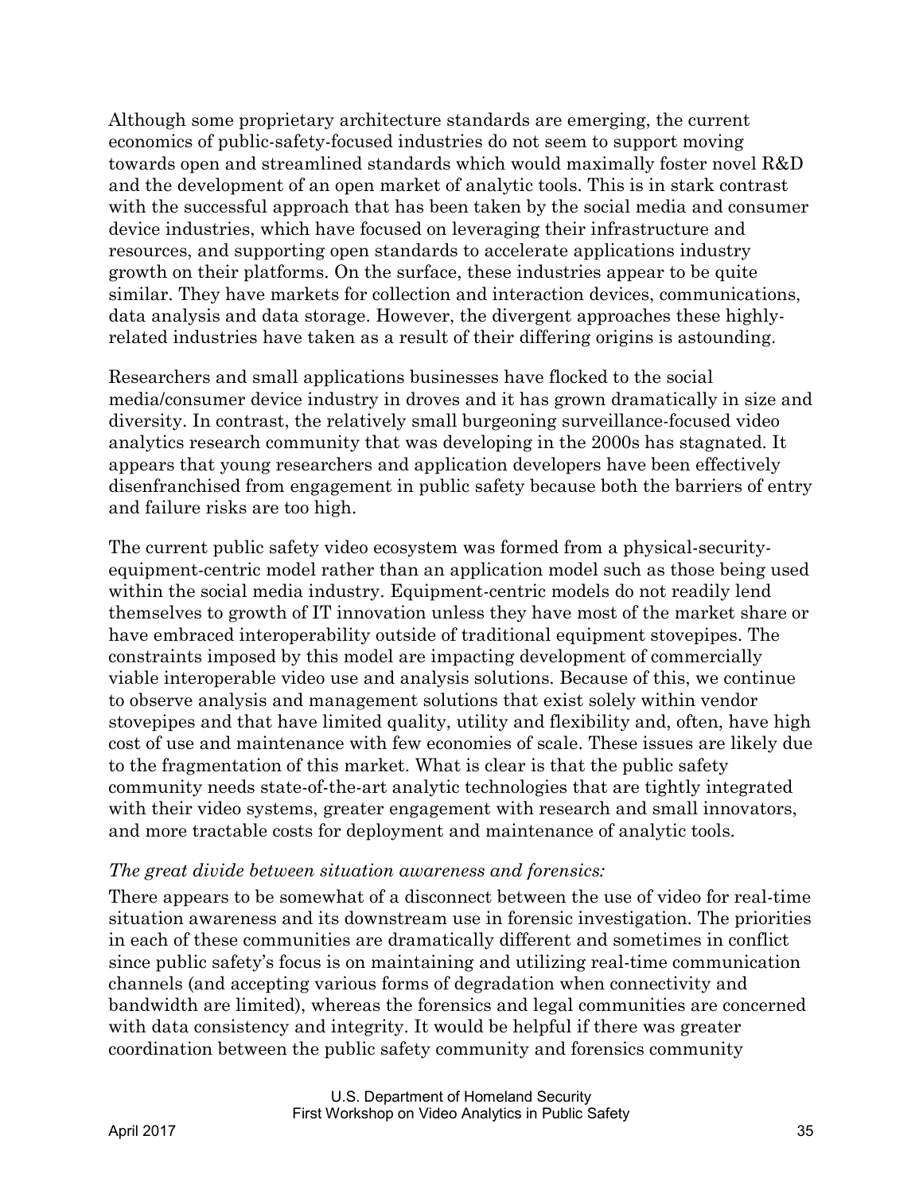Although some proprietary architecture standards are emerging, the current economics of public-safety-focused industries do not seem to support moving towards open and streamlined standards which would maximally foster novel R&D and the development of an open market of analytic tools. This is in stark contrast with the successful approach that has been taken by the social media and consumer device industries, which have focused on leveraging their infrastructure and resources, and supporting open standards to accelerate applications industry growth on their platforms. On the surface, these industries appear to be quite similar. They have markets for collection and interaction devices, communications, data analysis and data storage. However, the divergent approaches these highly-related industries have taken as a result of their differing origins is astounding.

Researchers and small applications businesses have flocked to the social media/consumer device industry in droves and it has grown dramatically in size and diversity. In contrast, the relatively small burgeoning surveillance-focused video analytics research community that was developing in the 2000s has stagnated. It appears that young researchers and application developers have been effectively disenfranchised from engagement in public safety because both the barriers of entry and failure risks are too high.

The current public safety video ecosystem was formed from a physical-security-equipment-centric model rather than an application model such as those being used within the social media industry. Equipment-centric models do not readily lend themselves to growth of IT innovation unless they have most of the market share or have embraced interoperability outside of traditional equipment stovepipes. The constraints imposed by this model are impacting development of commercially viable interoperable video use and analysis solutions. Because of this, we continue to observe analysis and management solutions that exist solely within vendor stovepipes and that have limited quality, utility and flexibility and, often, have high cost of use and maintenance with few economies of scale. These issues are likely due to the fragmentation of this market. What is clear is that the public safety community needs state-of-the-art analytic technologies that are tightly integrated with their video systems, greater engagement with research and small innovators, and more tractable costs for deployment and maintenance of analytic tools.

*The great divide between situation awareness and forensics:*

There appears to be somewhat of a disconnect between the use of video for real-time situation awareness and its downstream use in forensic investigation. The priorities in each of these communities are dramatically different and sometimes in conflict since public safety's focus is on maintaining and utilizing real-time communication channels (and accepting various forms of degradation when connectivity and bandwidth are limited), whereas the forensics and legal communities are concerned with data consistency and integrity. It would be helpful if there was greater coordination between the public safety community and forensics community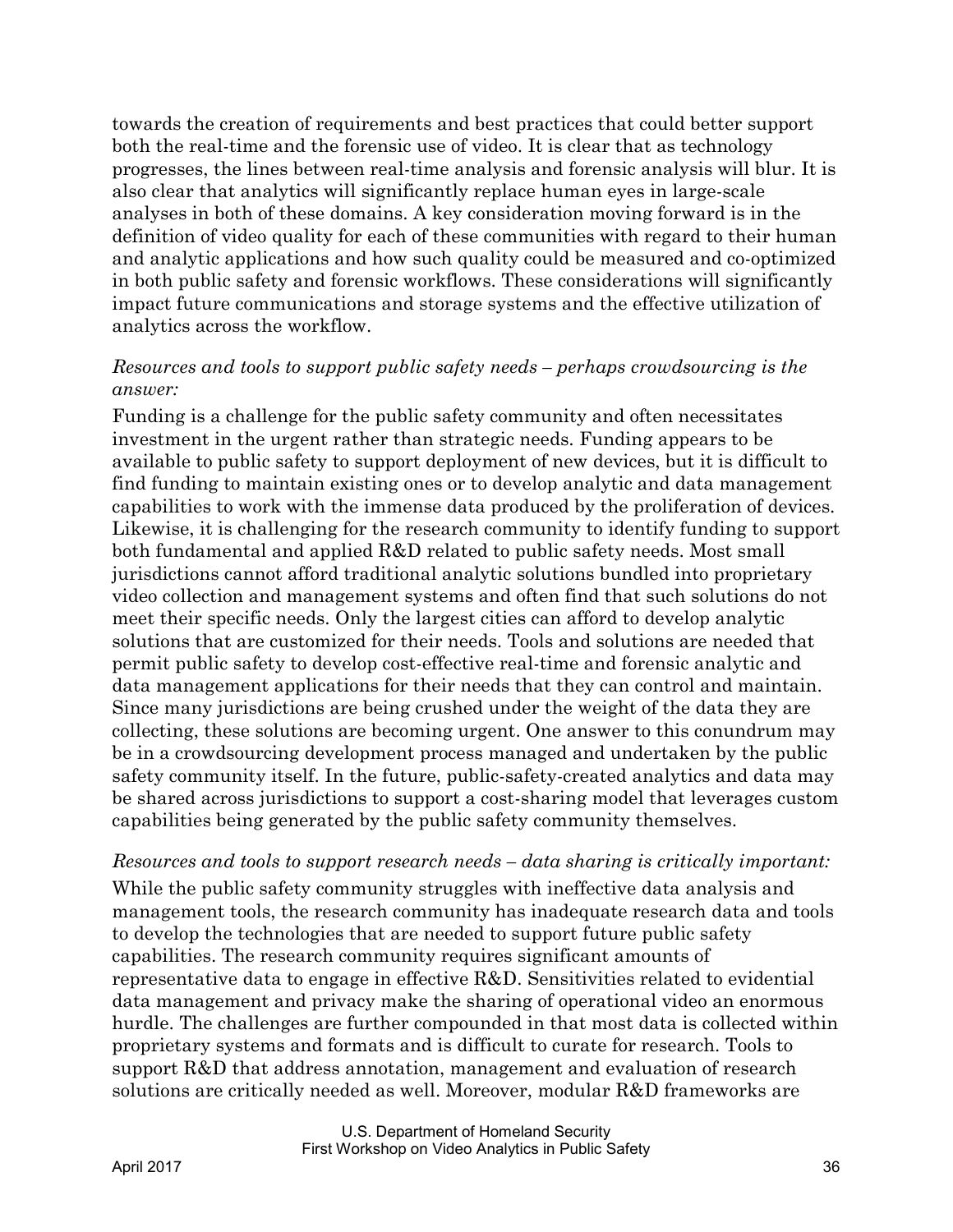towards the creation of requirements and best practices that could better support both the real-time and the forensic use of video. It is clear that as technology progresses, the lines between real-time analysis and forensic analysis will blur. It is also clear that analytics will significantly replace human eyes in large-scale analyses in both of these domains. A key consideration moving forward is in the definition of video quality for each of these communities with regard to their human and analytic applications and how such quality could be measured and co-optimized in both public safety and forensic workflows. These considerations will significantly impact future communications and storage systems and the effective utilization of analytics across the workflow.

*Resources and tools to support public safety needs – perhaps crowdsourcing is the answer:*

Funding is a challenge for the public safety community and often necessitates investment in the urgent rather than strategic needs. Funding appears to be available to public safety to support deployment of new devices, but it is difficult to find funding to maintain existing ones or to develop analytic and data management capabilities to work with the immense data produced by the proliferation of devices. Likewise, it is challenging for the research community to identify funding to support both fundamental and applied R&D related to public safety needs. Most small jurisdictions cannot afford traditional analytic solutions bundled into proprietary video collection and management systems and often find that such solutions do not meet their specific needs. Only the largest cities can afford to develop analytic solutions that are customized for their needs. Tools and solutions are needed that permit public safety to develop cost-effective real-time and forensic analytic and data management applications for their needs that they can control and maintain. Since many jurisdictions are being crushed under the weight of the data they are collecting, these solutions are becoming urgent. One answer to this conundrum may be in a crowdsourcing development process managed and undertaken by the public safety community itself. In the future, public-safety-created analytics and data may be shared across jurisdictions to support a cost-sharing model that leverages custom capabilities being generated by the public safety community themselves.

*Resources and tools to support research needs – data sharing is critically important:*

While the public safety community struggles with ineffective data analysis and management tools, the research community has inadequate research data and tools to develop the technologies that are needed to support future public safety capabilities. The research community requires significant amounts of representative data to engage in effective R&D. Sensitivities related to evidential data management and privacy make the sharing of operational video an enormous hurdle. The challenges are further compounded in that most data is collected within proprietary systems and formats and is difficult to curate for research. Tools to support R&D that address annotation, management and evaluation of research solutions are critically needed as well. Moreover, modular R&D frameworks are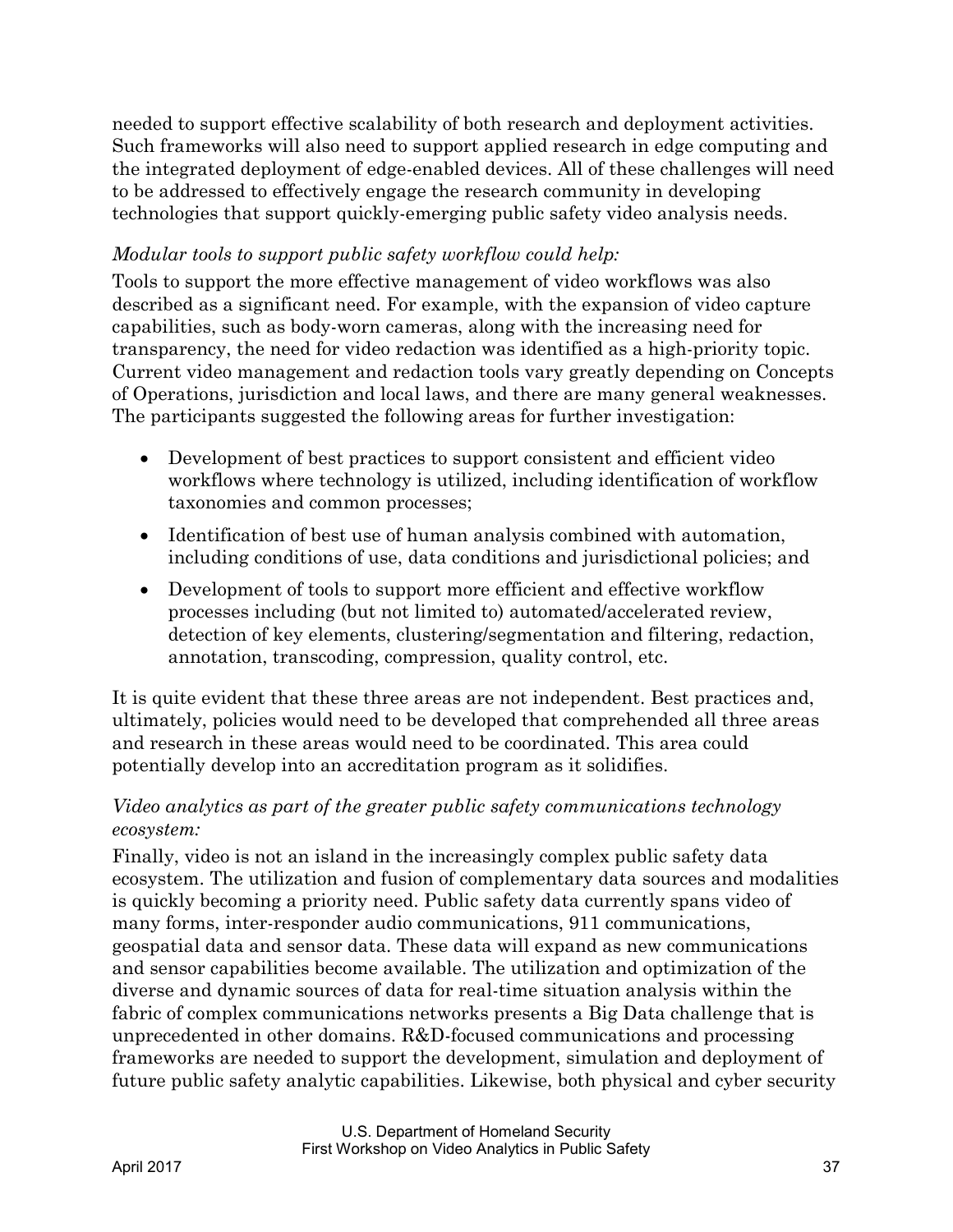needed to support effective scalability of both research and deployment activities. Such frameworks will also need to support applied research in edge computing and the integrated deployment of edge-enabled devices. All of these challenges will need to be addressed to effectively engage the research community in developing technologies that support quickly-emerging public safety video analysis needs.

*Modular tools to support public safety workflow could help:*

Tools to support the more effective management of video workflows was also described as a significant need. For example, with the expansion of video capture capabilities, such as body-worn cameras, along with the increasing need for transparency, the need for video redaction was identified as a high-priority topic. Current video management and redaction tools vary greatly depending on Concepts of Operations, jurisdiction and local laws, and there are many general weaknesses. The participants suggested the following areas for further investigation:

- Development of best practices to support consistent and efficient video workflows where technology is utilized, including identification of workflow taxonomies and common processes;
- Identification of best use of human analysis combined with automation, including conditions of use, data conditions and jurisdictional policies; and
- Development of tools to support more efficient and effective workflow processes including (but not limited to) automated/accelerated review, detection of key elements, clustering/segmentation and filtering, redaction, annotation, transcoding, compression, quality control, etc.

It is quite evident that these three areas are not independent. Best practices and, ultimately, policies would need to be developed that comprehended all three areas and research in these areas would need to be coordinated. This area could potentially develop into an accreditation program as it solidifies.

*Video analytics as part of the greater public safety communications technology ecosystem:*

Finally, video is not an island in the increasingly complex public safety data ecosystem. The utilization and fusion of complementary data sources and modalities is quickly becoming a priority need. Public safety data currently spans video of many forms, inter-responder audio communications, 911 communications, geospatial data and sensor data. These data will expand as new communications and sensor capabilities become available. The utilization and optimization of the diverse and dynamic sources of data for real-time situation analysis within the fabric of complex communications networks presents a Big Data challenge that is unprecedented in other domains. R&D-focused communications and processing frameworks are needed to support the development, simulation and deployment of future public safety analytic capabilities. Likewise, both physical and cyber security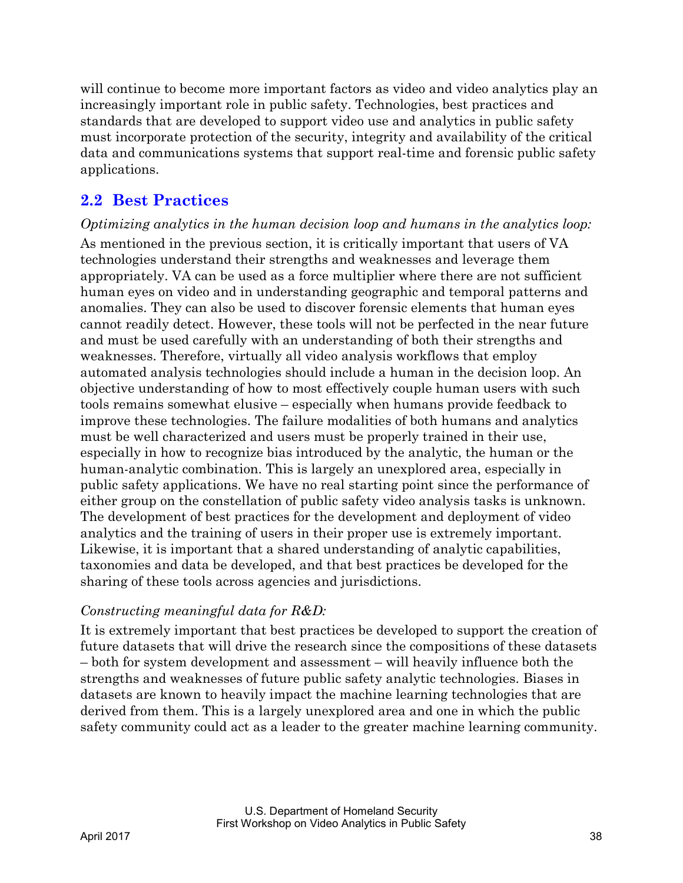will continue to become more important factors as video and video analytics play an increasingly important role in public safety. Technologies, best practices and standards that are developed to support video use and analytics in public safety must incorporate protection of the security, integrity and availability of the critical data and communications systems that support real-time and forensic public safety applications.

## 2.2 Best Practices

*Optimizing analytics in the human decision loop and humans in the analytics loop:*

As mentioned in the previous section, it is critically important that users of VA technologies understand their strengths and weaknesses and leverage them appropriately. VA can be used as a force multiplier where there are not sufficient human eyes on video and in understanding geographic and temporal patterns and anomalies. They can also be used to discover forensic elements that human eyes cannot readily detect. However, these tools will not be perfected in the near future and must be used carefully with an understanding of both their strengths and weaknesses. Therefore, virtually all video analysis workflows that employ automated analysis technologies should include a human in the decision loop. An objective understanding of how to most effectively couple human users with such tools remains somewhat elusive – especially when humans provide feedback to improve these technologies. The failure modalities of both humans and analytics must be well characterized and users must be properly trained in their use, especially in how to recognize bias introduced by the analytic, the human or the human-analytic combination. This is largely an unexplored area, especially in public safety applications. We have no real starting point since the performance of either group on the constellation of public safety video analysis tasks is unknown. The development of best practices for the development and deployment of video analytics and the training of users in their proper use is extremely important. Likewise, it is important that a shared understanding of analytic capabilities, taxonomies and data be developed, and that best practices be developed for the sharing of these tools across agencies and jurisdictions.

*Constructing meaningful data for R&D:*

It is extremely important that best practices be developed to support the creation of future datasets that will drive the research since the compositions of these datasets – both for system development and assessment – will heavily influence both the strengths and weaknesses of future public safety analytic technologies. Biases in datasets are known to heavily impact the machine learning technologies that are derived from them. This is a largely unexplored area and one in which the public safety community could act as a leader to the greater machine learning community.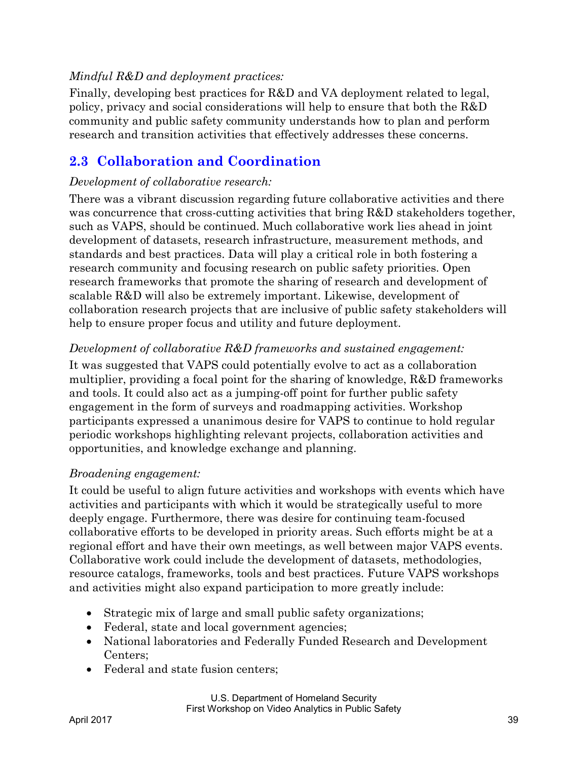*Mindful R&D and deployment practices:*

Finally, developing best practices for R&D and VA deployment related to legal, policy, privacy and social considerations will help to ensure that both the R&D community and public safety community understands how to plan and perform research and transition activities that effectively addresses these concerns.

## 2.3 Collaboration and Coordination

*Development of collaborative research:*

There was a vibrant discussion regarding future collaborative activities and there was concurrence that cross-cutting activities that bring R&D stakeholders together, such as VAPS, should be continued. Much collaborative work lies ahead in joint development of datasets, research infrastructure, measurement methods, and standards and best practices. Data will play a critical role in both fostering a research community and focusing research on public safety priorities. Open research frameworks that promote the sharing of research and development of scalable R&D will also be extremely important. Likewise, development of collaboration research projects that are inclusive of public safety stakeholders will help to ensure proper focus and utility and future deployment.

*Development of collaborative R&D frameworks and sustained engagement:*

It was suggested that VAPS could potentially evolve to act as a collaboration multiplier, providing a focal point for the sharing of knowledge, R&D frameworks and tools. It could also act as a jumping-off point for further public safety engagement in the form of surveys and roadmapping activities. Workshop participants expressed a unanimous desire for VAPS to continue to hold regular periodic workshops highlighting relevant projects, collaboration activities and opportunities, and knowledge exchange and planning.

*Broadening engagement:*

It could be useful to align future activities and workshops with events which have activities and participants with which it would be strategically useful to more deeply engage. Furthermore, there was desire for continuing team-focused collaborative efforts to be developed in priority areas. Such efforts might be at a regional effort and have their own meetings, as well between major VAPS events. Collaborative work could include the development of datasets, methodologies, resource catalogs, frameworks, tools and best practices. Future VAPS workshops and activities might also expand participation to more greatly include:

- Strategic mix of large and small public safety organizations;
- Federal, state and local government agencies;
- National laboratories and Federally Funded Research and Development Centers;
- Federal and state fusion centers;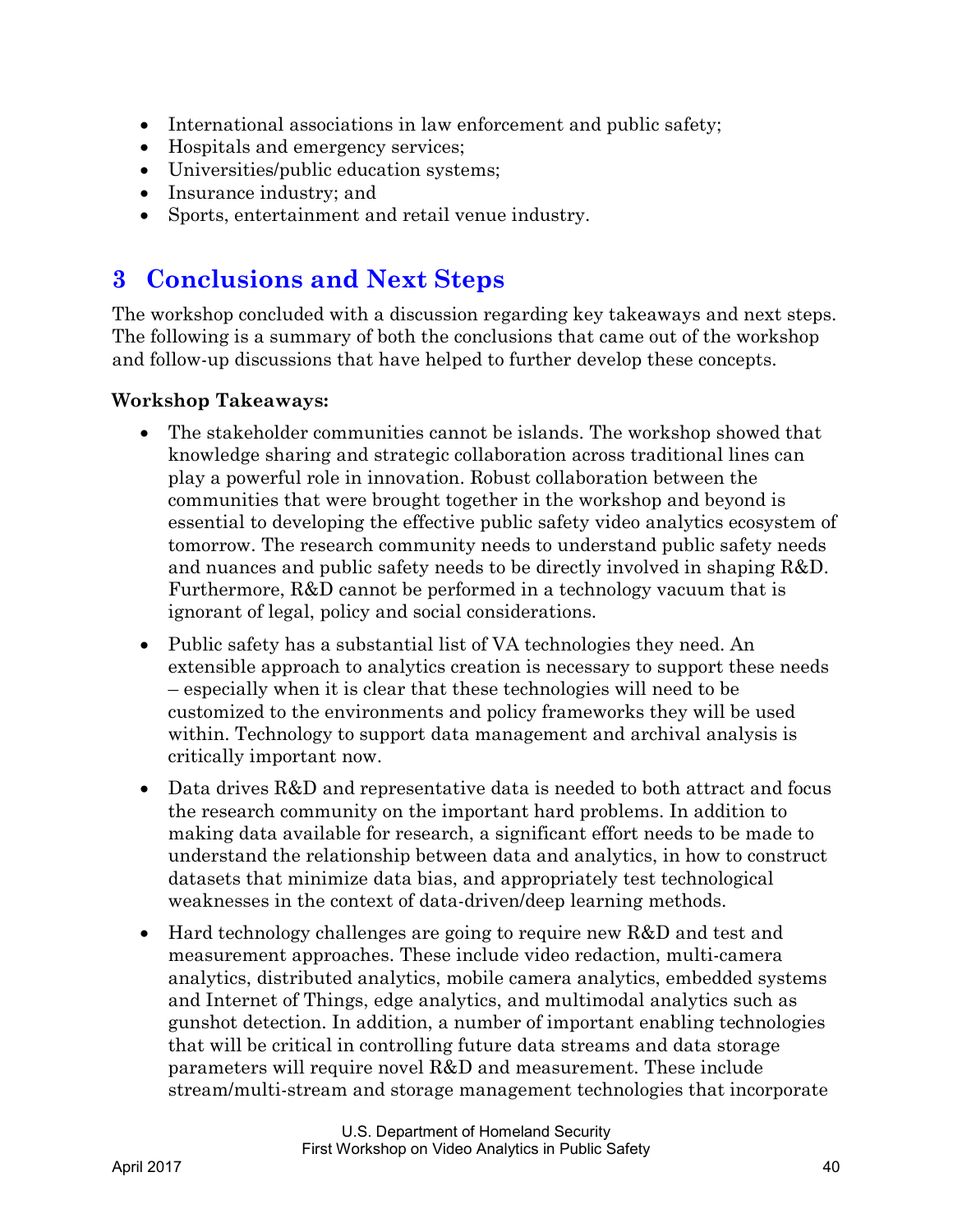- International associations in law enforcement and public safety;
- Hospitals and emergency services;
- Universities/public education systems;
- Insurance industry; and
- Sports, entertainment and retail venue industry.

# 3 Conclusions and Next Steps

The workshop concluded with a discussion regarding key takeaways and next steps. The following is a summary of both the conclusions that came out of the workshop and follow-up discussions that have helped to further develop these concepts.

**Workshop Takeaways:**

- The stakeholder communities cannot be islands. The workshop showed that knowledge sharing and strategic collaboration across traditional lines can play a powerful role in innovation. Robust collaboration between the communities that were brought together in the workshop and beyond is essential to developing the effective public safety video analytics ecosystem of tomorrow. The research community needs to understand public safety needs and nuances and public safety needs to be directly involved in shaping R&D. Furthermore, R&D cannot be performed in a technology vacuum that is ignorant of legal, policy and social considerations.
- Public safety has a substantial list of VA technologies they need. An extensible approach to analytics creation is necessary to support these needs – especially when it is clear that these technologies will need to be customized to the environments and policy frameworks they will be used within. Technology to support data management and archival analysis is critically important now.
- Data drives R&D and representative data is needed to both attract and focus the research community on the important hard problems. In addition to making data available for research, a significant effort needs to be made to understand the relationship between data and analytics, in how to construct datasets that minimize data bias, and appropriately test technological weaknesses in the context of data-driven/deep learning methods.
- Hard technology challenges are going to require new R&D and test and measurement approaches. These include video redaction, multi-camera analytics, distributed analytics, mobile camera analytics, embedded systems and Internet of Things, edge analytics, and multimodal analytics such as gunshot detection. In addition, a number of important enabling technologies that will be critical in controlling future data streams and data storage parameters will require novel R&D and measurement. These include stream/multi-stream and storage management technologies that incorporate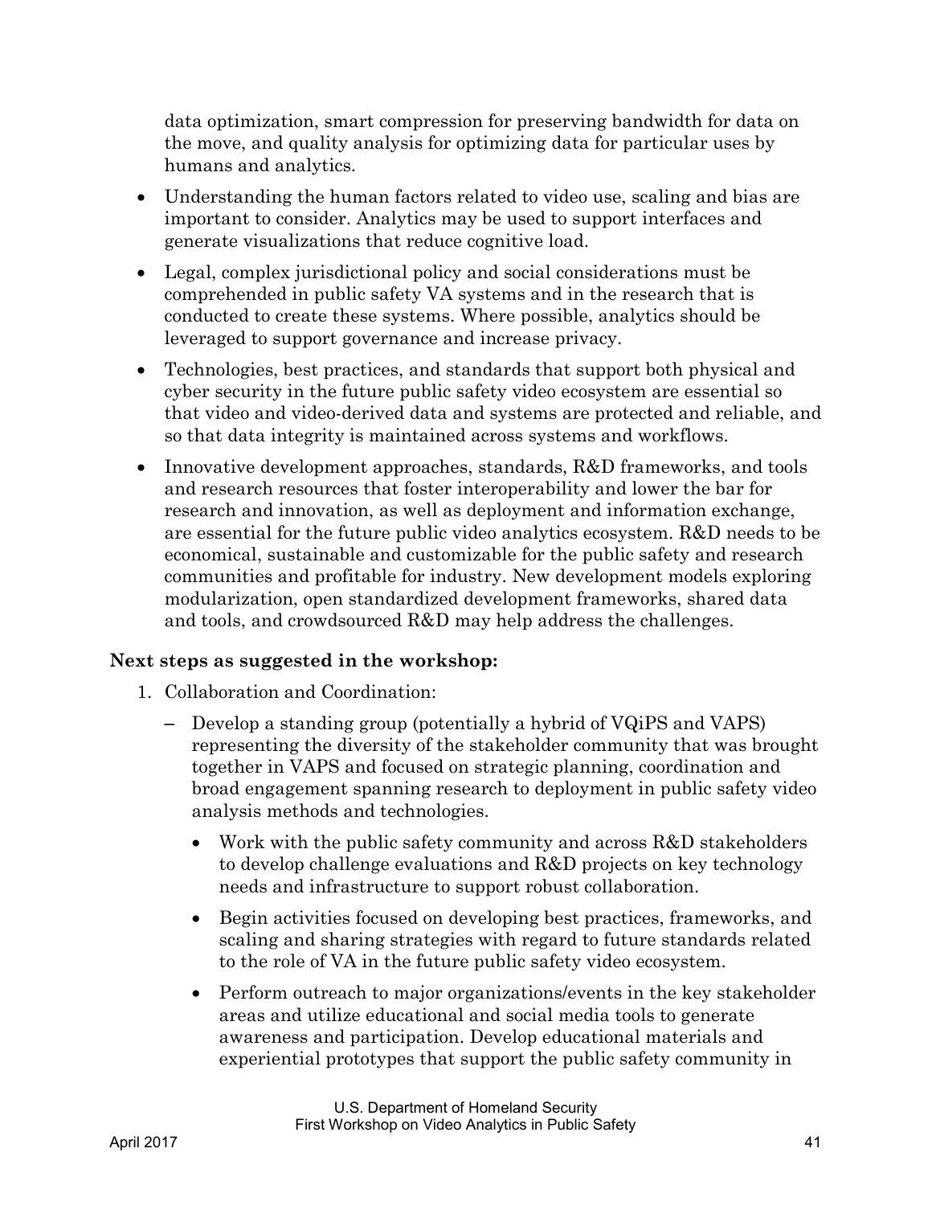data optimization, smart compression for preserving bandwidth for data on the move, and quality analysis for optimizing data for particular uses by humans and analytics.

- Understanding the human factors related to video use, scaling and bias are important to consider. Analytics may be used to support interfaces and generate visualizations that reduce cognitive load.
- Legal, complex jurisdictional policy and social considerations must be comprehended in public safety VA systems and in the research that is conducted to create these systems. Where possible, analytics should be leveraged to support governance and increase privacy.
- Technologies, best practices, and standards that support both physical and cyber security in the future public safety video ecosystem are essential so that video and video-derived data and systems are protected and reliable, and so that data integrity is maintained across systems and workflows.
- Innovative development approaches, standards, R&D frameworks, and tools and research resources that foster interoperability and lower the bar for research and innovation, as well as deployment and information exchange, are essential for the future public video analytics ecosystem. R&D needs to be economical, sustainable and customizable for the public safety and research communities and profitable for industry. New development models exploring modularization, open standardized development frameworks, shared data and tools, and crowdsourced R&D may help address the challenges.

**Next steps as suggested in the workshop:**

1. Collaboration and Coordination:
   - Develop a standing group (potentially a hybrid of VQiPS and VAPS) representing the diversity of the stakeholder community that was brought together in VAPS and focused on strategic planning, coordination and broad engagement spanning research to deployment in public safety video analysis methods and technologies.
     - Work with the public safety community and across R&D stakeholders to develop challenge evaluations and R&D projects on key technology needs and infrastructure to support robust collaboration.
     - Begin activities focused on developing best practices, frameworks, and scaling and sharing strategies with regard to future standards related to the role of VA in the future public safety video ecosystem.
     - Perform outreach to major organizations/events in the key stakeholder areas and utilize educational and social media tools to generate awareness and participation. Develop educational materials and experiential prototypes that support the public safety community in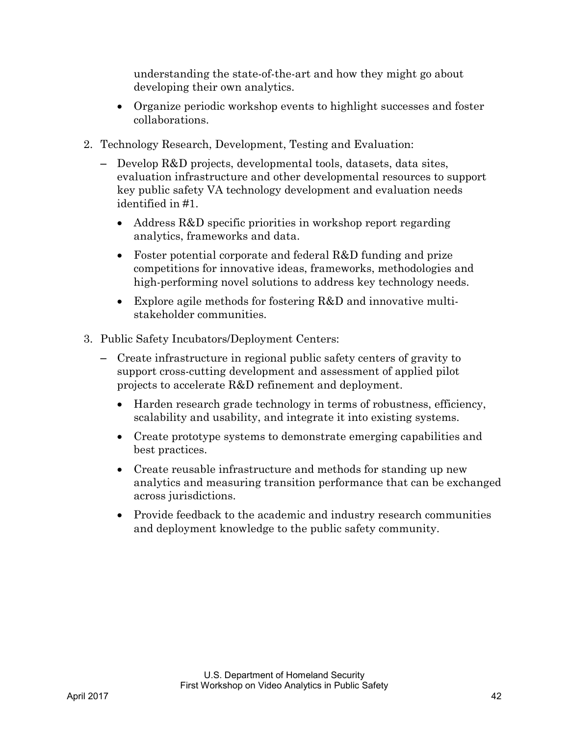understanding the state-of-the-art and how they might go about developing their own analytics.

- Organize periodic workshop events to highlight successes and foster collaborations.

2. Technology Research, Development, Testing and Evaluation:
   - Develop R&D projects, developmental tools, datasets, data sites, evaluation infrastructure and other developmental resources to support key public safety VA technology development and evaluation needs identified in #1.
     - Address R&D specific priorities in workshop report regarding analytics, frameworks and data.
     - Foster potential corporate and federal R&D funding and prize competitions for innovative ideas, frameworks, methodologies and high-performing novel solutions to address key technology needs.
     - Explore agile methods for fostering R&D and innovative multi-stakeholder communities.
3. Public Safety Incubators/Deployment Centers:
   - Create infrastructure in regional public safety centers of gravity to support cross-cutting development and assessment of applied pilot projects to accelerate R&D refinement and deployment.
     - Harden research grade technology in terms of robustness, efficiency, scalability and usability, and integrate it into existing systems.
     - Create prototype systems to demonstrate emerging capabilities and best practices.
     - Create reusable infrastructure and methods for standing up new analytics and measuring transition performance that can be exchanged across jurisdictions.
     - Provide feedback to the academic and industry research communities and deployment knowledge to the public safety community.